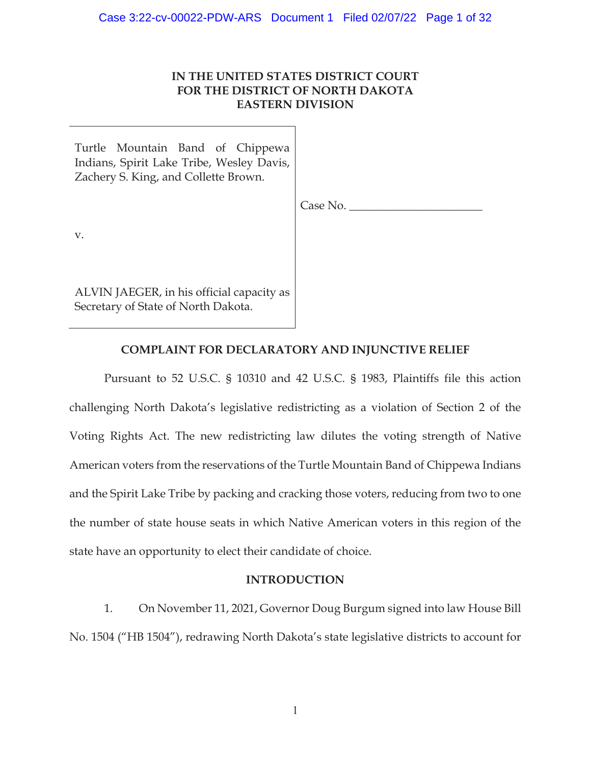**IN THE UNITED STATES DISTRICT COURT**
**FOR THE DISTRICT OF NORTH DAKOTA**
**EASTERN DIVISION**

| | |
|---|---|
| Turtle Mountain Band of Chippewa Indians, Spirit Lake Tribe, Wesley Davis, Zachery S. King, and Collette Brown.<br><br>v.<br><br>ALVIN JAEGER, in his official capacity as Secretary of State of North Dakota. | Case No. ______________________ |

**COMPLAINT FOR DECLARATORY AND INJUNCTIVE RELIEF**

Pursuant to 52 U.S.C. § 10310 and 42 U.S.C. § 1983, Plaintiffs file this action challenging North Dakota's legislative redistricting as a violation of Section 2 of the Voting Rights Act. The new redistricting law dilutes the voting strength of Native American voters from the reservations of the Turtle Mountain Band of Chippewa Indians and the Spirit Lake Tribe by packing and cracking those voters, reducing from two to one the number of state house seats in which Native American voters in this region of the state have an opportunity to elect their candidate of choice.

**INTRODUCTION**

1. On November 11, 2021, Governor Doug Burgum signed into law House Bill No. 1504 ("HB 1504"), redrawing North Dakota's state legislative districts to account for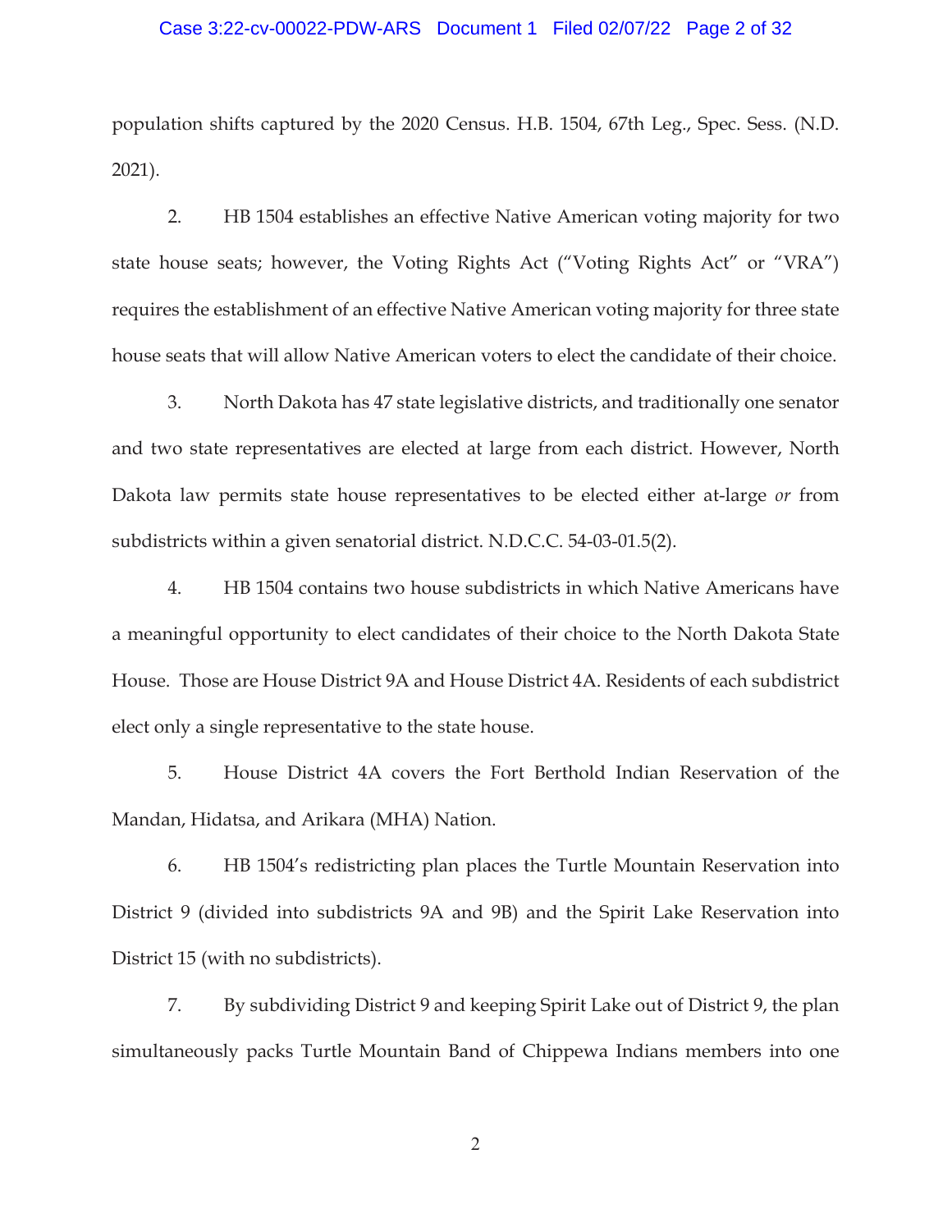population shifts captured by the 2020 Census. H.B. 1504, 67th Leg., Spec. Sess. (N.D. 2021).

2. HB 1504 establishes an effective Native American voting majority for two state house seats; however, the Voting Rights Act ("Voting Rights Act" or "VRA") requires the establishment of an effective Native American voting majority for three state house seats that will allow Native American voters to elect the candidate of their choice.

3. North Dakota has 47 state legislative districts, and traditionally one senator and two state representatives are elected at large from each district. However, North Dakota law permits state house representatives to be elected either at-large *or* from subdistricts within a given senatorial district. N.D.C.C. 54-03-01.5(2).

4. HB 1504 contains two house subdistricts in which Native Americans have a meaningful opportunity to elect candidates of their choice to the North Dakota State House. Those are House District 9A and House District 4A. Residents of each subdistrict elect only a single representative to the state house.

5. House District 4A covers the Fort Berthold Indian Reservation of the Mandan, Hidatsa, and Arikara (MHA) Nation.

6. HB 1504's redistricting plan places the Turtle Mountain Reservation into District 9 (divided into subdistricts 9A and 9B) and the Spirit Lake Reservation into District 15 (with no subdistricts).

7. By subdividing District 9 and keeping Spirit Lake out of District 9, the plan simultaneously packs Turtle Mountain Band of Chippewa Indians members into one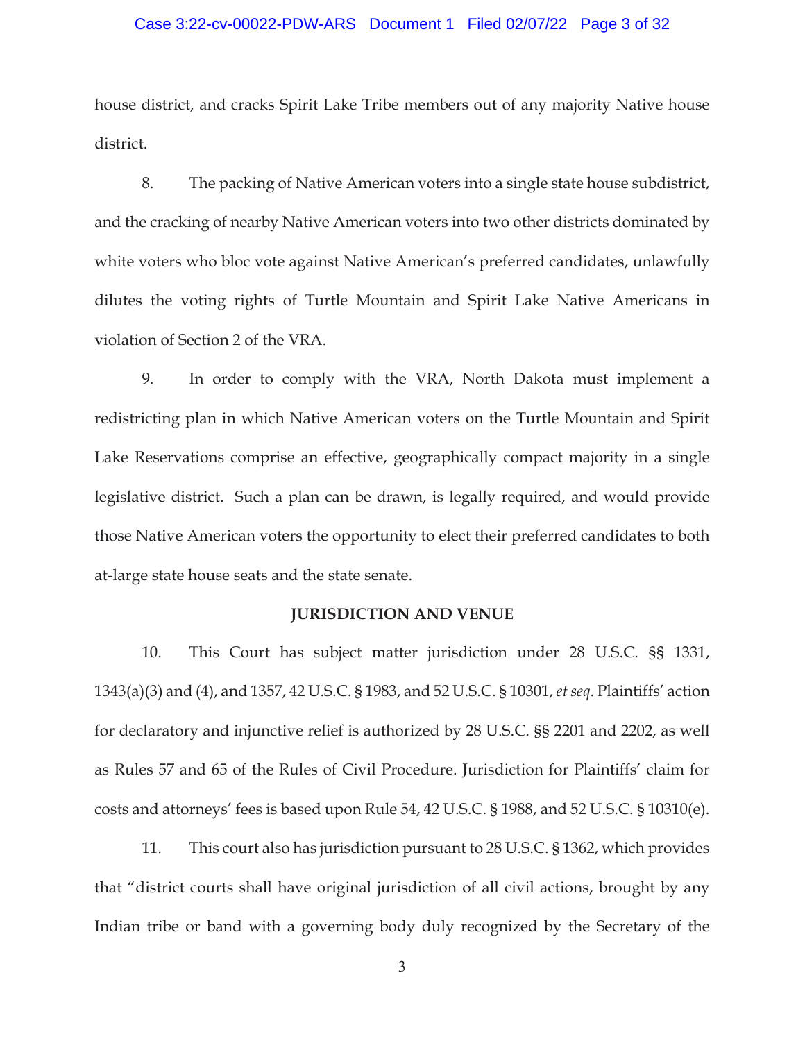house district, and cracks Spirit Lake Tribe members out of any majority Native house district.

8. The packing of Native American voters into a single state house subdistrict, and the cracking of nearby Native American voters into two other districts dominated by white voters who bloc vote against Native American's preferred candidates, unlawfully dilutes the voting rights of Turtle Mountain and Spirit Lake Native Americans in violation of Section 2 of the VRA.

9. In order to comply with the VRA, North Dakota must implement a redistricting plan in which Native American voters on the Turtle Mountain and Spirit Lake Reservations comprise an effective, geographically compact majority in a single legislative district. Such a plan can be drawn, is legally required, and would provide those Native American voters the opportunity to elect their preferred candidates to both at-large state house seats and the state senate.

**JURISDICTION AND VENUE**

10. This Court has subject matter jurisdiction under 28 U.S.C. §§ 1331, 1343(a)(3) and (4), and 1357, 42 U.S.C. § 1983, and 52 U.S.C. § 10301, *et seq*. Plaintiffs' action for declaratory and injunctive relief is authorized by 28 U.S.C. §§ 2201 and 2202, as well as Rules 57 and 65 of the Rules of Civil Procedure. Jurisdiction for Plaintiffs' claim for costs and attorneys' fees is based upon Rule 54, 42 U.S.C. § 1988, and 52 U.S.C. § 10310(e).

11. This court also has jurisdiction pursuant to 28 U.S.C. § 1362, which provides that "district courts shall have original jurisdiction of all civil actions, brought by any Indian tribe or band with a governing body duly recognized by the Secretary of the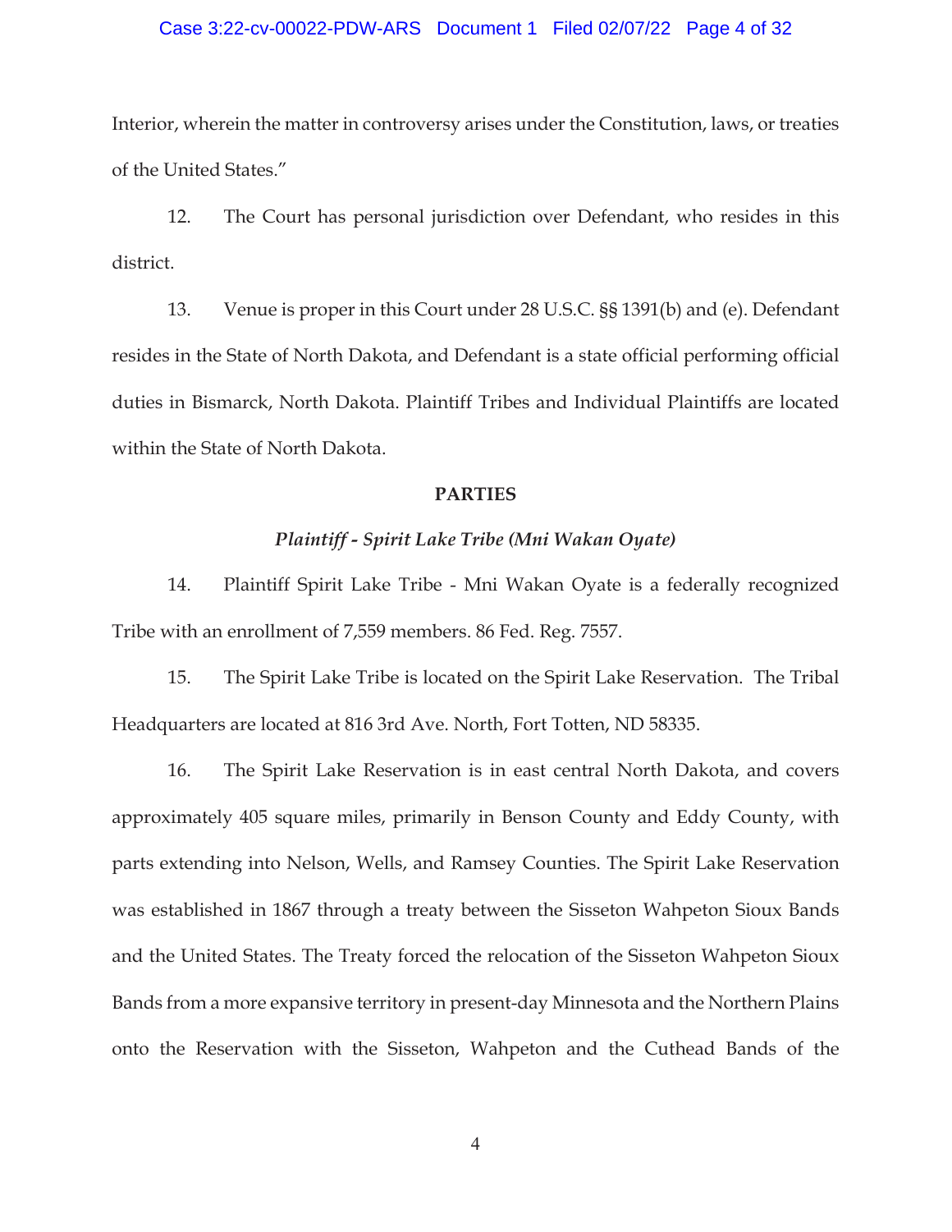Interior, wherein the matter in controversy arises under the Constitution, laws, or treaties of the United States."

12. The Court has personal jurisdiction over Defendant, who resides in this district.

13. Venue is proper in this Court under 28 U.S.C. §§ 1391(b) and (e). Defendant resides in the State of North Dakota, and Defendant is a state official performing official duties in Bismarck, North Dakota. Plaintiff Tribes and Individual Plaintiffs are located within the State of North Dakota.

## PARTIES

### *Plaintiff - Spirit Lake Tribe (Mni Wakan Oyate)*

14. Plaintiff Spirit Lake Tribe - Mni Wakan Oyate is a federally recognized Tribe with an enrollment of 7,559 members. 86 Fed. Reg. 7557.

15. The Spirit Lake Tribe is located on the Spirit Lake Reservation. The Tribal Headquarters are located at 816 3rd Ave. North, Fort Totten, ND 58335.

16. The Spirit Lake Reservation is in east central North Dakota, and covers approximately 405 square miles, primarily in Benson County and Eddy County, with parts extending into Nelson, Wells, and Ramsey Counties. The Spirit Lake Reservation was established in 1867 through a treaty between the Sisseton Wahpeton Sioux Bands and the United States. The Treaty forced the relocation of the Sisseton Wahpeton Sioux Bands from a more expansive territory in present-day Minnesota and the Northern Plains onto the Reservation with the Sisseton, Wahpeton and the Cuthead Bands of the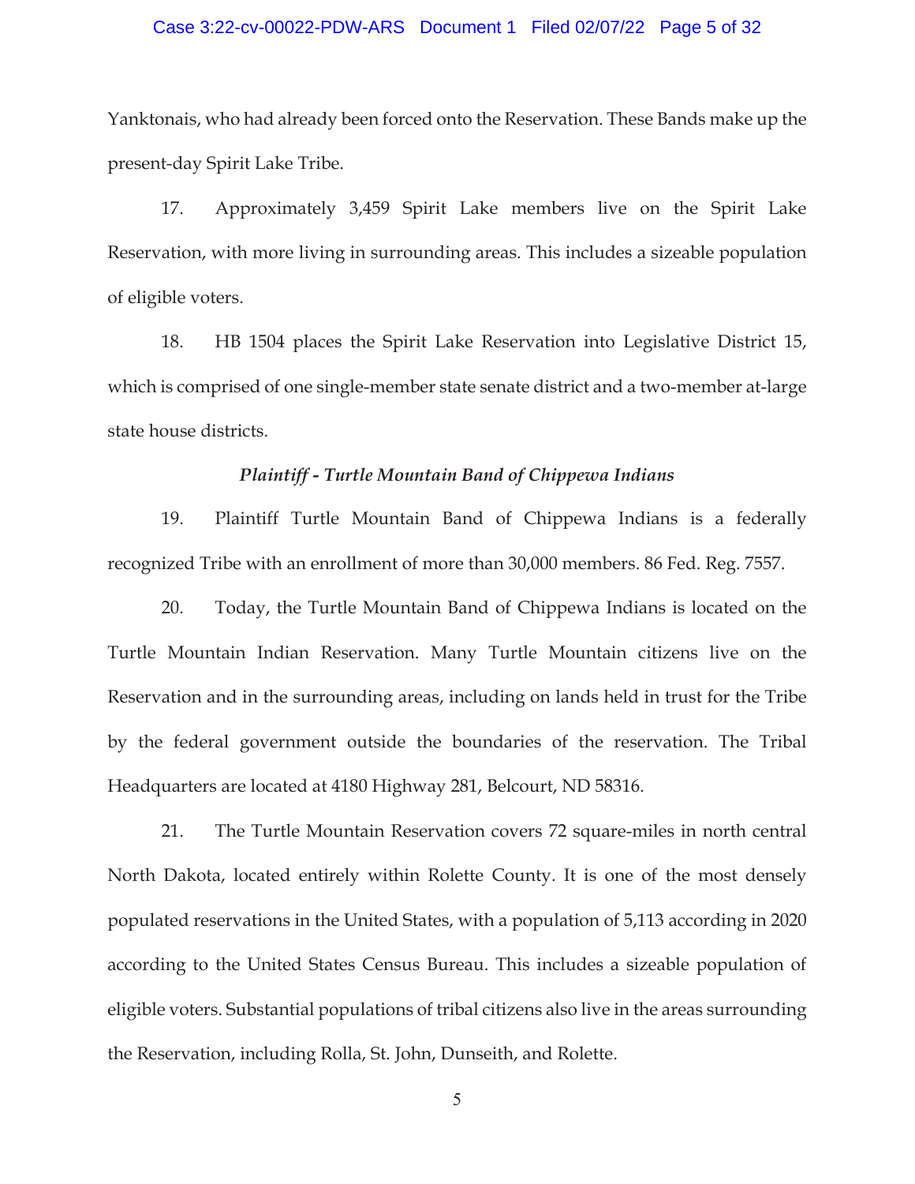Yanktonais, who had already been forced onto the Reservation. These Bands make up the present-day Spirit Lake Tribe.

17. Approximately 3,459 Spirit Lake members live on the Spirit Lake Reservation, with more living in surrounding areas. This includes a sizeable population of eligible voters.

18. HB 1504 places the Spirit Lake Reservation into Legislative District 15, which is comprised of one single-member state senate district and a two-member at-large state house districts.

### *Plaintiff - Turtle Mountain Band of Chippewa Indians*

19. Plaintiff Turtle Mountain Band of Chippewa Indians is a federally recognized Tribe with an enrollment of more than 30,000 members. 86 Fed. Reg. 7557.

20. Today, the Turtle Mountain Band of Chippewa Indians is located on the Turtle Mountain Indian Reservation. Many Turtle Mountain citizens live on the Reservation and in the surrounding areas, including on lands held in trust for the Tribe by the federal government outside the boundaries of the reservation. The Tribal Headquarters are located at 4180 Highway 281, Belcourt, ND 58316.

21. The Turtle Mountain Reservation covers 72 square-miles in north central North Dakota, located entirely within Rolette County. It is one of the most densely populated reservations in the United States, with a population of 5,113 according in 2020 according to the United States Census Bureau. This includes a sizeable population of eligible voters. Substantial populations of tribal citizens also live in the areas surrounding the Reservation, including Rolla, St. John, Dunseith, and Rolette.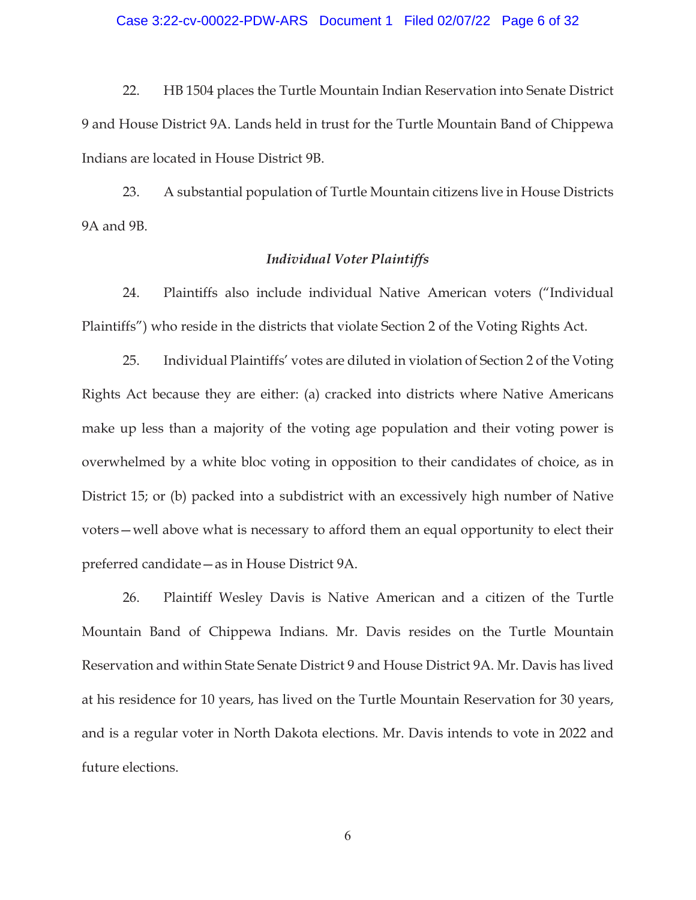22. HB 1504 places the Turtle Mountain Indian Reservation into Senate District 9 and House District 9A. Lands held in trust for the Turtle Mountain Band of Chippewa Indians are located in House District 9B.

23. A substantial population of Turtle Mountain citizens live in House Districts 9A and 9B.

### *Individual Voter Plaintiffs*

24. Plaintiffs also include individual Native American voters ("Individual Plaintiffs") who reside in the districts that violate Section 2 of the Voting Rights Act.

25. Individual Plaintiffs' votes are diluted in violation of Section 2 of the Voting Rights Act because they are either: (a) cracked into districts where Native Americans make up less than a majority of the voting age population and their voting power is overwhelmed by a white bloc voting in opposition to their candidates of choice, as in District 15; or (b) packed into a subdistrict with an excessively high number of Native voters—well above what is necessary to afford them an equal opportunity to elect their preferred candidate—as in House District 9A.

26. Plaintiff Wesley Davis is Native American and a citizen of the Turtle Mountain Band of Chippewa Indians. Mr. Davis resides on the Turtle Mountain Reservation and within State Senate District 9 and House District 9A. Mr. Davis has lived at his residence for 10 years, has lived on the Turtle Mountain Reservation for 30 years, and is a regular voter in North Dakota elections. Mr. Davis intends to vote in 2022 and future elections.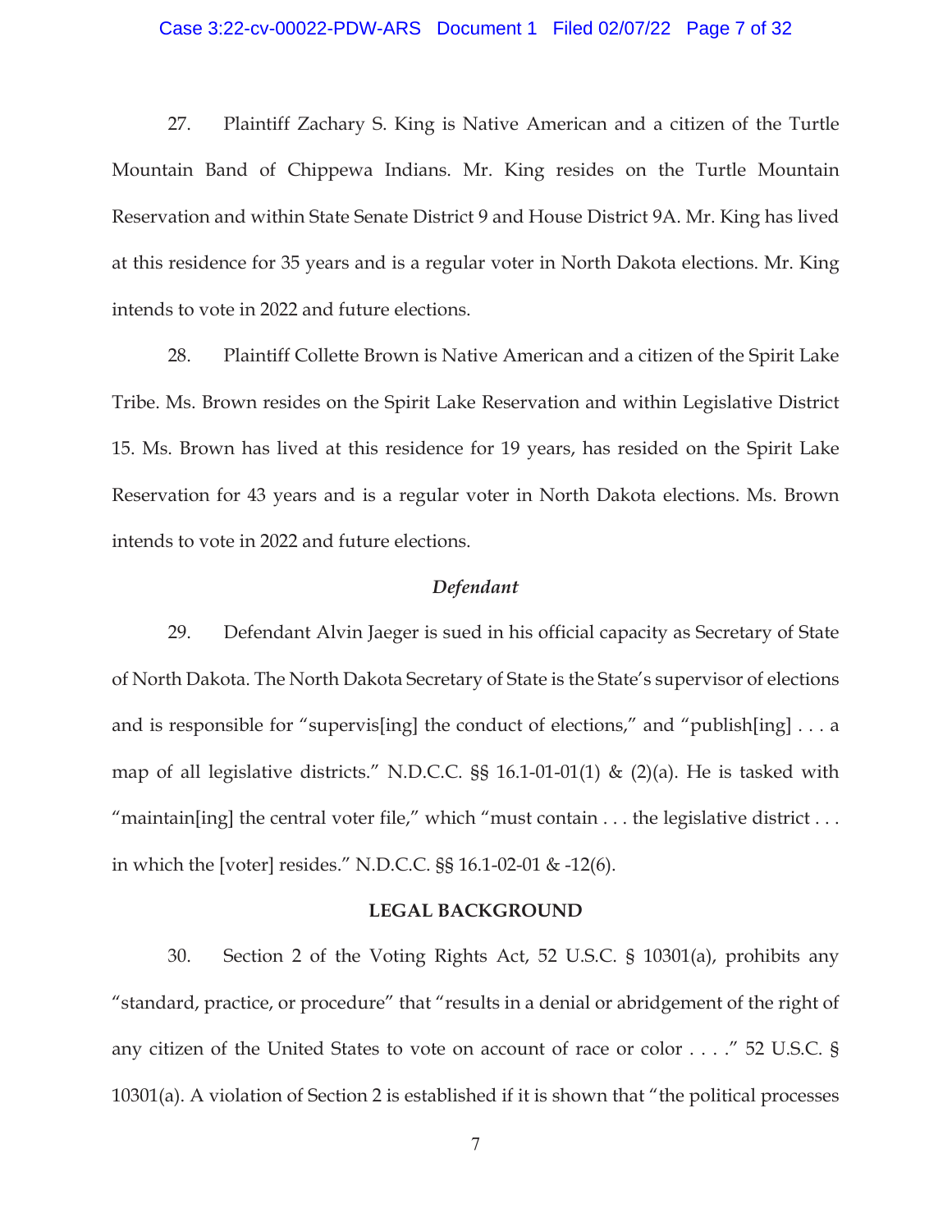27. Plaintiff Zachary S. King is Native American and a citizen of the Turtle Mountain Band of Chippewa Indians. Mr. King resides on the Turtle Mountain Reservation and within State Senate District 9 and House District 9A. Mr. King has lived at this residence for 35 years and is a regular voter in North Dakota elections. Mr. King intends to vote in 2022 and future elections.

28. Plaintiff Collette Brown is Native American and a citizen of the Spirit Lake Tribe. Ms. Brown resides on the Spirit Lake Reservation and within Legislative District 15. Ms. Brown has lived at this residence for 19 years, has resided on the Spirit Lake Reservation for 43 years and is a regular voter in North Dakota elections. Ms. Brown intends to vote in 2022 and future elections.

### *Defendant*

29. Defendant Alvin Jaeger is sued in his official capacity as Secretary of State of North Dakota. The North Dakota Secretary of State is the State's supervisor of elections and is responsible for "supervis[ing] the conduct of elections," and "publish[ing] . . . a map of all legislative districts." N.D.C.C. §§ 16.1-01-01(1) & (2)(a). He is tasked with "maintain[ing] the central voter file," which "must contain . . . the legislative district . . . in which the [voter] resides." N.D.C.C. §§ 16.1-02-01 & -12(6).

## LEGAL BACKGROUND

30. Section 2 of the Voting Rights Act, 52 U.S.C. § 10301(a), prohibits any "standard, practice, or procedure" that "results in a denial or abridgement of the right of any citizen of the United States to vote on account of race or color . . . ." 52 U.S.C. § 10301(a). A violation of Section 2 is established if it is shown that "the political processes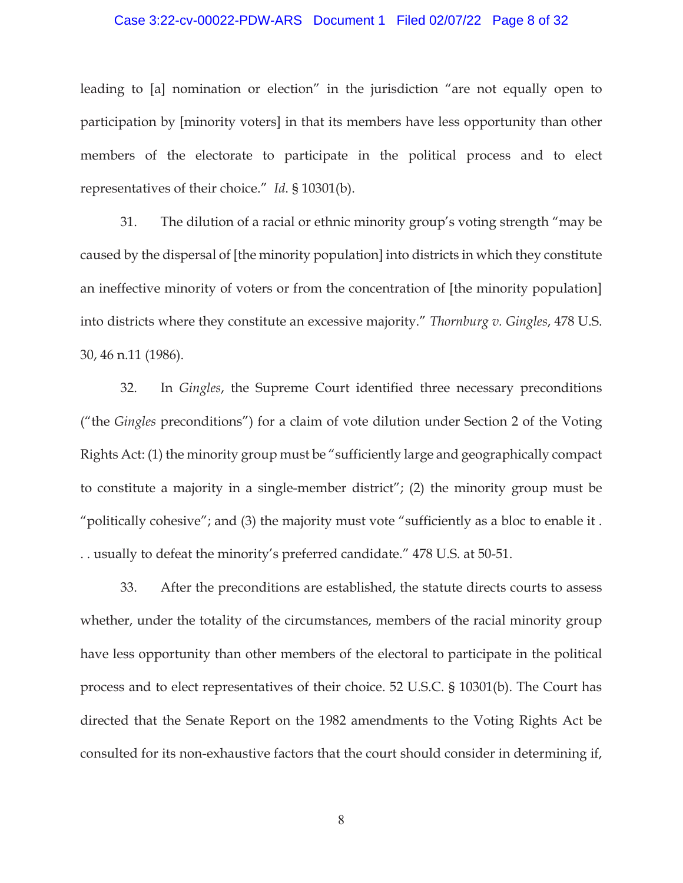leading to [a] nomination or election" in the jurisdiction "are not equally open to participation by [minority voters] in that its members have less opportunity than other members of the electorate to participate in the political process and to elect representatives of their choice." *Id.* § 10301(b).

31. The dilution of a racial or ethnic minority group's voting strength "may be caused by the dispersal of [the minority population] into districts in which they constitute an ineffective minority of voters or from the concentration of [the minority population] into districts where they constitute an excessive majority." *Thornburg v. Gingles*, 478 U.S. 30, 46 n.11 (1986).

32. In *Gingles*, the Supreme Court identified three necessary preconditions ("the *Gingles* preconditions") for a claim of vote dilution under Section 2 of the Voting Rights Act: (1) the minority group must be "sufficiently large and geographically compact to constitute a majority in a single-member district"; (2) the minority group must be "politically cohesive"; and (3) the majority must vote "sufficiently as a bloc to enable it . . . usually to defeat the minority's preferred candidate." 478 U.S. at 50-51.

33. After the preconditions are established, the statute directs courts to assess whether, under the totality of the circumstances, members of the racial minority group have less opportunity than other members of the electoral to participate in the political process and to elect representatives of their choice. 52 U.S.C. § 10301(b). The Court has directed that the Senate Report on the 1982 amendments to the Voting Rights Act be consulted for its non-exhaustive factors that the court should consider in determining if,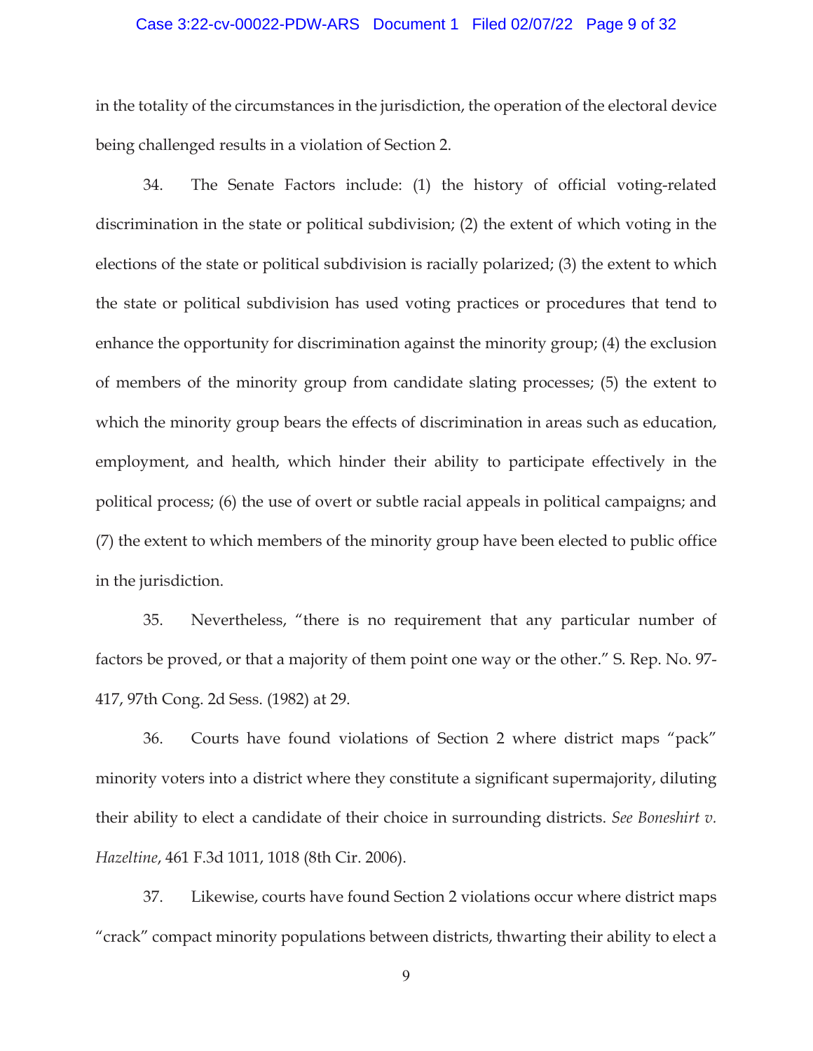in the totality of the circumstances in the jurisdiction, the operation of the electoral device being challenged results in a violation of Section 2.

34. The Senate Factors include: (1) the history of official voting-related discrimination in the state or political subdivision; (2) the extent of which voting in the elections of the state or political subdivision is racially polarized; (3) the extent to which the state or political subdivision has used voting practices or procedures that tend to enhance the opportunity for discrimination against the minority group; (4) the exclusion of members of the minority group from candidate slating processes; (5) the extent to which the minority group bears the effects of discrimination in areas such as education, employment, and health, which hinder their ability to participate effectively in the political process; (6) the use of overt or subtle racial appeals in political campaigns; and (7) the extent to which members of the minority group have been elected to public office in the jurisdiction.

35. Nevertheless, "there is no requirement that any particular number of factors be proved, or that a majority of them point one way or the other." S. Rep. No. 97-417, 97th Cong. 2d Sess. (1982) at 29.

36. Courts have found violations of Section 2 where district maps "pack" minority voters into a district where they constitute a significant supermajority, diluting their ability to elect a candidate of their choice in surrounding districts. *See Boneshirt v. Hazeltine*, 461 F.3d 1011, 1018 (8th Cir. 2006).

37. Likewise, courts have found Section 2 violations occur where district maps "crack" compact minority populations between districts, thwarting their ability to elect a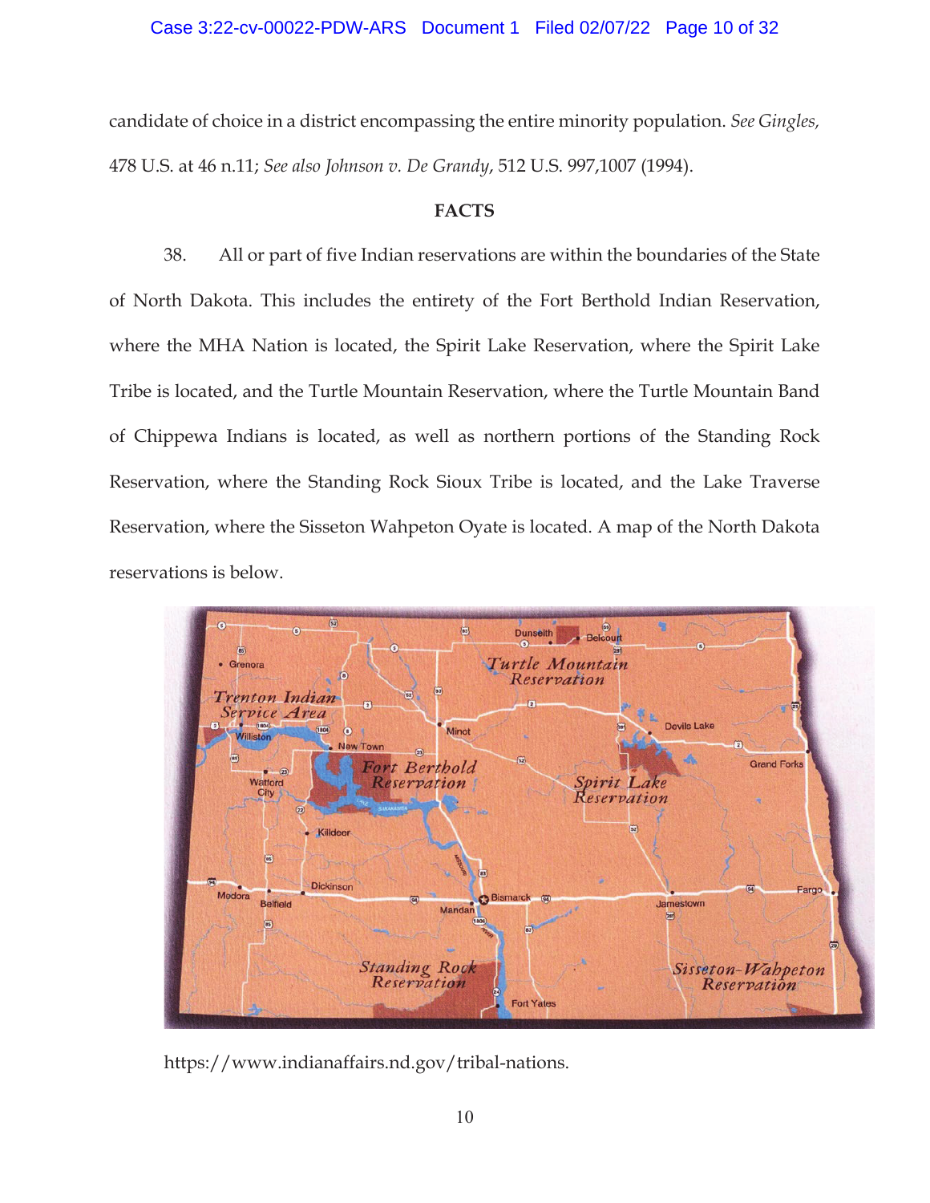candidate of choice in a district encompassing the entire minority population. *See Gingles,* 478 U.S. at 46 n.11; *See also Johnson v. De Grandy*, 512 U.S. 997,1007 (1994).

**FACTS**

38. All or part of five Indian reservations are within the boundaries of the State of North Dakota. This includes the entirety of the Fort Berthold Indian Reservation, where the MHA Nation is located, the Spirit Lake Reservation, where the Spirit Lake Tribe is located, and the Turtle Mountain Reservation, where the Turtle Mountain Band of Chippewa Indians is located, as well as northern portions of the Standing Rock Reservation, where the Standing Rock Sioux Tribe is located, and the Lake Traverse Reservation, where the Sisseton Wahpeton Oyate is located. A map of the North Dakota reservations is below.

https://www.indianaffairs.nd.gov/tribal-nations.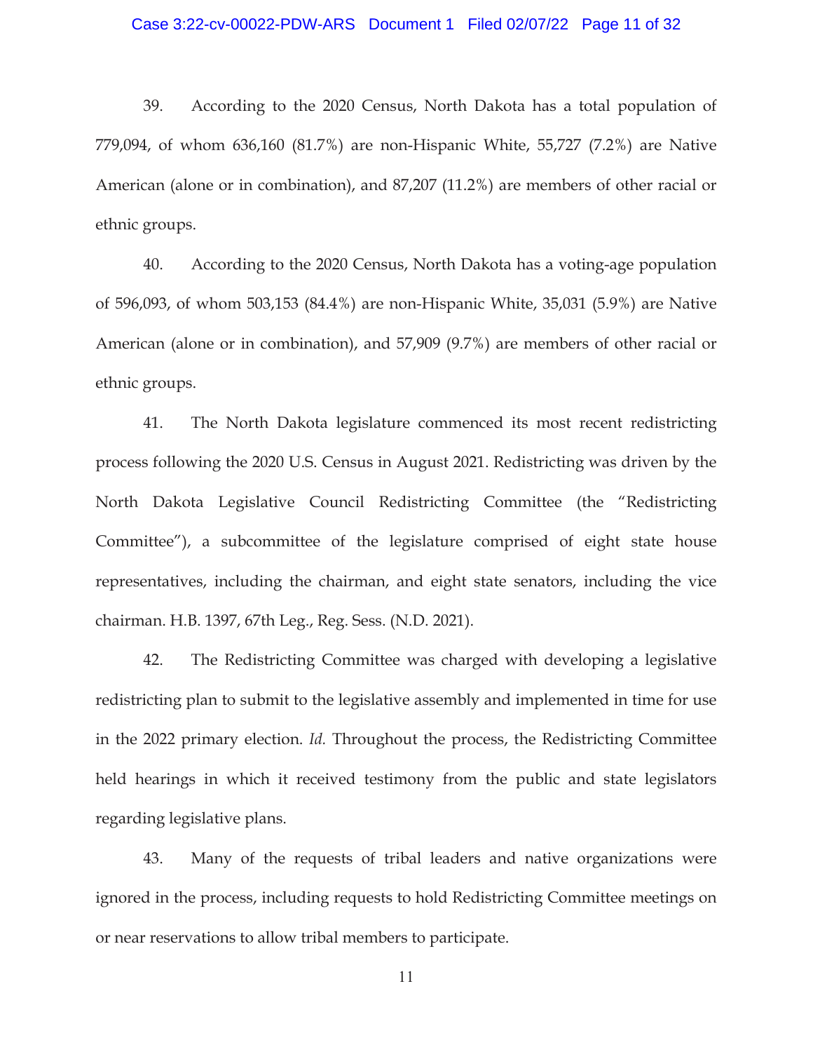39. According to the 2020 Census, North Dakota has a total population of 779,094, of whom 636,160 (81.7%) are non-Hispanic White, 55,727 (7.2%) are Native American (alone or in combination), and 87,207 (11.2%) are members of other racial or ethnic groups.

40. According to the 2020 Census, North Dakota has a voting-age population of 596,093, of whom 503,153 (84.4%) are non-Hispanic White, 35,031 (5.9%) are Native American (alone or in combination), and 57,909 (9.7%) are members of other racial or ethnic groups.

41. The North Dakota legislature commenced its most recent redistricting process following the 2020 U.S. Census in August 2021. Redistricting was driven by the North Dakota Legislative Council Redistricting Committee (the "Redistricting Committee"), a subcommittee of the legislature comprised of eight state house representatives, including the chairman, and eight state senators, including the vice chairman. H.B. 1397, 67th Leg., Reg. Sess. (N.D. 2021).

42. The Redistricting Committee was charged with developing a legislative redistricting plan to submit to the legislative assembly and implemented in time for use in the 2022 primary election. *Id.* Throughout the process, the Redistricting Committee held hearings in which it received testimony from the public and state legislators regarding legislative plans.

43. Many of the requests of tribal leaders and native organizations were ignored in the process, including requests to hold Redistricting Committee meetings on or near reservations to allow tribal members to participate.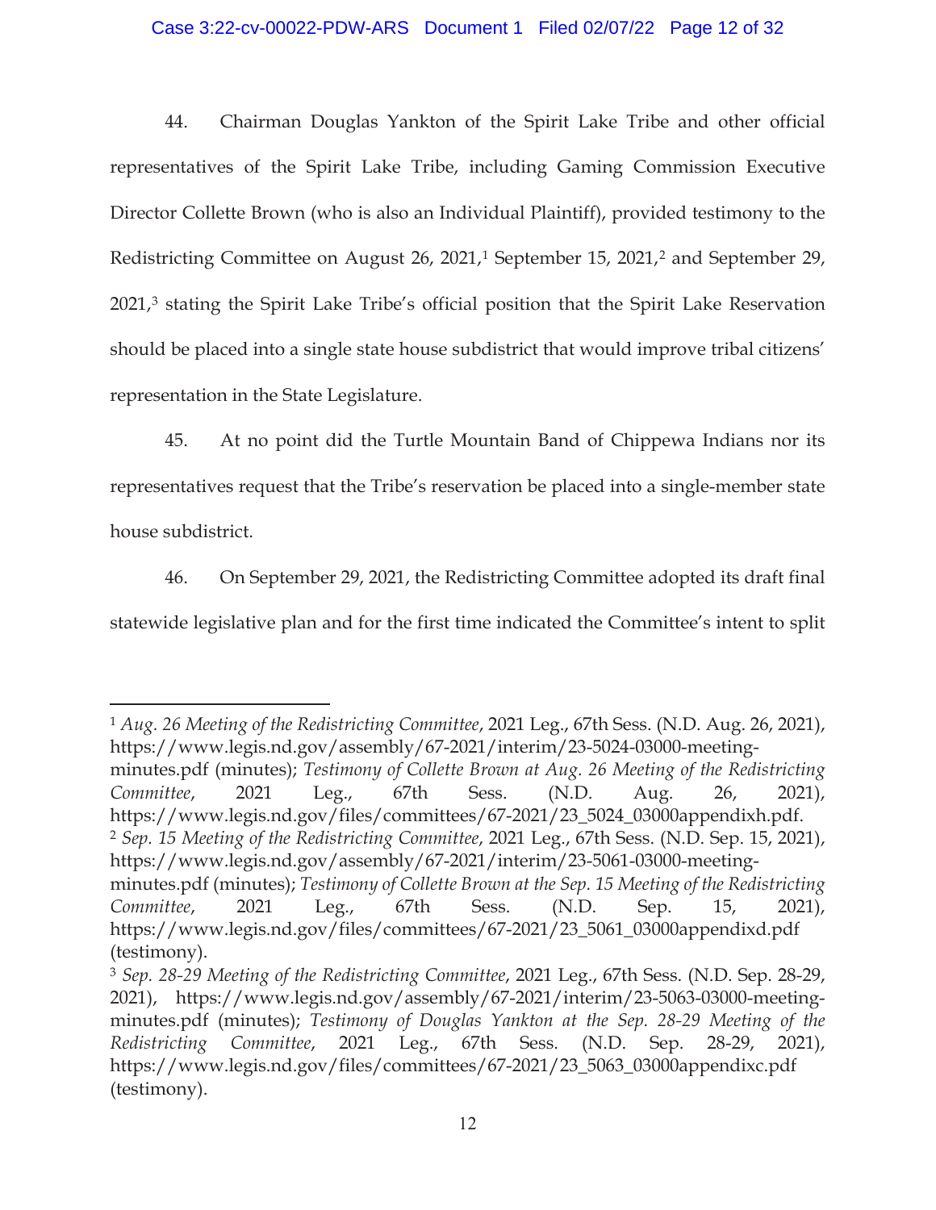44. Chairman Douglas Yankton of the Spirit Lake Tribe and other official representatives of the Spirit Lake Tribe, including Gaming Commission Executive Director Collette Brown (who is also an Individual Plaintiff), provided testimony to the Redistricting Committee on August 26, 2021,[1] September 15, 2021,[2] and September 29, 2021,[3] stating the Spirit Lake Tribe's official position that the Spirit Lake Reservation should be placed into a single state house subdistrict that would improve tribal citizens' representation in the State Legislature.

45. At no point did the Turtle Mountain Band of Chippewa Indians nor its representatives request that the Tribe's reservation be placed into a single-member state house subdistrict.

46. On September 29, 2021, the Redistricting Committee adopted its draft final statewide legislative plan and for the first time indicated the Committee's intent to split

---

[1] *Aug. 26 Meeting of the Redistricting Committee*, 2021 Leg., 67th Sess. (N.D. Aug. 26, 2021), https://www.legis.nd.gov/assembly/67-2021/interim/23-5024-03000-meeting-minutes.pdf (minutes); *Testimony of Collette Brown at Aug. 26 Meeting of the Redistricting Committee*, 2021 Leg., 67th Sess. (N.D. Aug. 26, 2021), https://www.legis.nd.gov/files/committees/67-2021/23_5024_03000appendixh.pdf.

[2] *Sep. 15 Meeting of the Redistricting Committee*, 2021 Leg., 67th Sess. (N.D. Sep. 15, 2021), https://www.legis.nd.gov/assembly/67-2021/interim/23-5061-03000-meeting-minutes.pdf (minutes); *Testimony of Collette Brown at the Sep. 15 Meeting of the Redistricting Committee*, 2021 Leg., 67th Sess. (N.D. Sep. 15, 2021), https://www.legis.nd.gov/files/committees/67-2021/23_5061_03000appendixd.pdf (testimony).

[3] *Sep. 28-29 Meeting of the Redistricting Committee*, 2021 Leg., 67th Sess. (N.D. Sep. 28-29, 2021), https://www.legis.nd.gov/assembly/67-2021/interim/23-5063-03000-meeting-minutes.pdf (minutes); *Testimony of Douglas Yankton at the Sep. 28-29 Meeting of the Redistricting Committee*, 2021 Leg., 67th Sess. (N.D. Sep. 28-29, 2021), https://www.legis.nd.gov/files/committees/67-2021/23_5063_03000appendixc.pdf (testimony).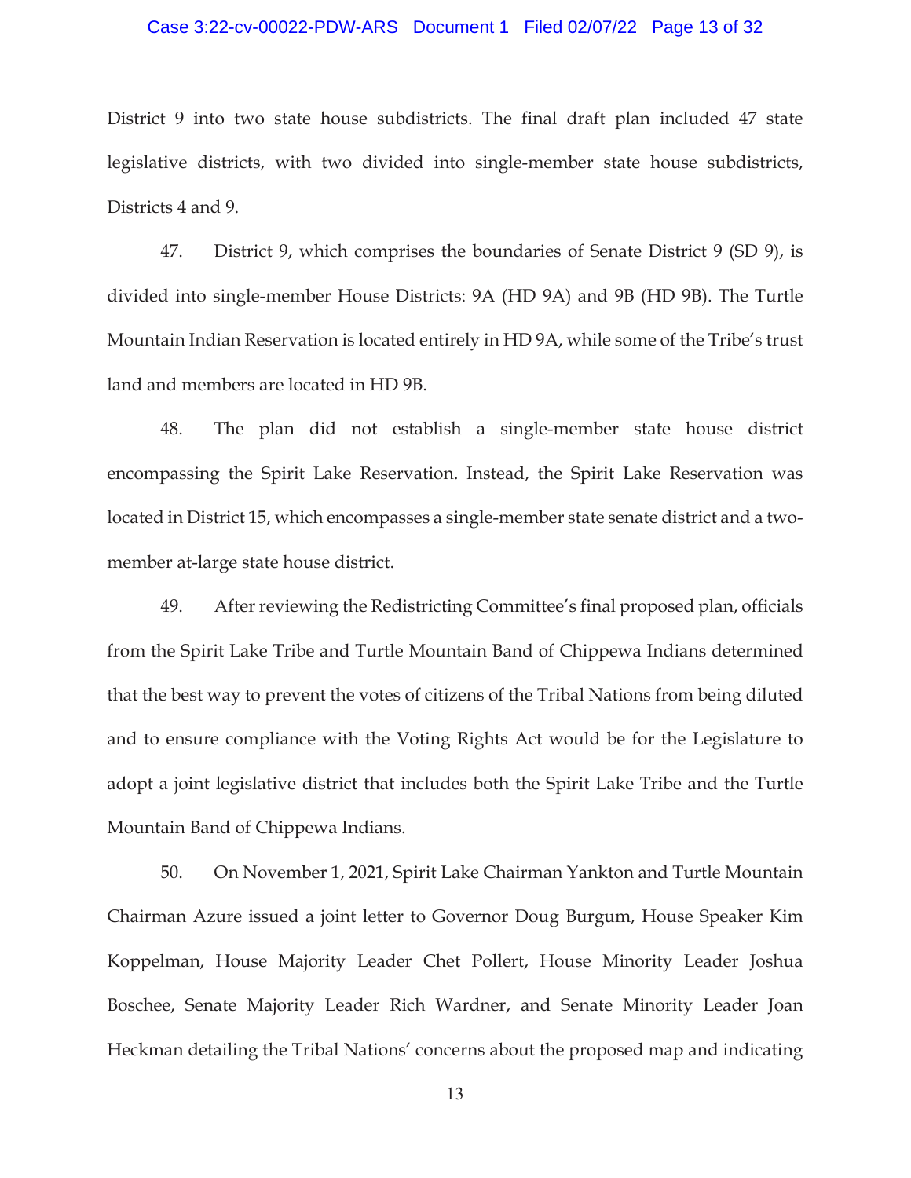District 9 into two state house subdistricts. The final draft plan included 47 state legislative districts, with two divided into single-member state house subdistricts, Districts 4 and 9.

47. District 9, which comprises the boundaries of Senate District 9 (SD 9), is divided into single-member House Districts: 9A (HD 9A) and 9B (HD 9B). The Turtle Mountain Indian Reservation is located entirely in HD 9A, while some of the Tribe's trust land and members are located in HD 9B.

48. The plan did not establish a single-member state house district encompassing the Spirit Lake Reservation. Instead, the Spirit Lake Reservation was located in District 15, which encompasses a single-member state senate district and a two-member at-large state house district.

49. After reviewing the Redistricting Committee's final proposed plan, officials from the Spirit Lake Tribe and Turtle Mountain Band of Chippewa Indians determined that the best way to prevent the votes of citizens of the Tribal Nations from being diluted and to ensure compliance with the Voting Rights Act would be for the Legislature to adopt a joint legislative district that includes both the Spirit Lake Tribe and the Turtle Mountain Band of Chippewa Indians.

50. On November 1, 2021, Spirit Lake Chairman Yankton and Turtle Mountain Chairman Azure issued a joint letter to Governor Doug Burgum, House Speaker Kim Koppelman, House Majority Leader Chet Pollert, House Minority Leader Joshua Boschee, Senate Majority Leader Rich Wardner, and Senate Minority Leader Joan Heckman detailing the Tribal Nations' concerns about the proposed map and indicating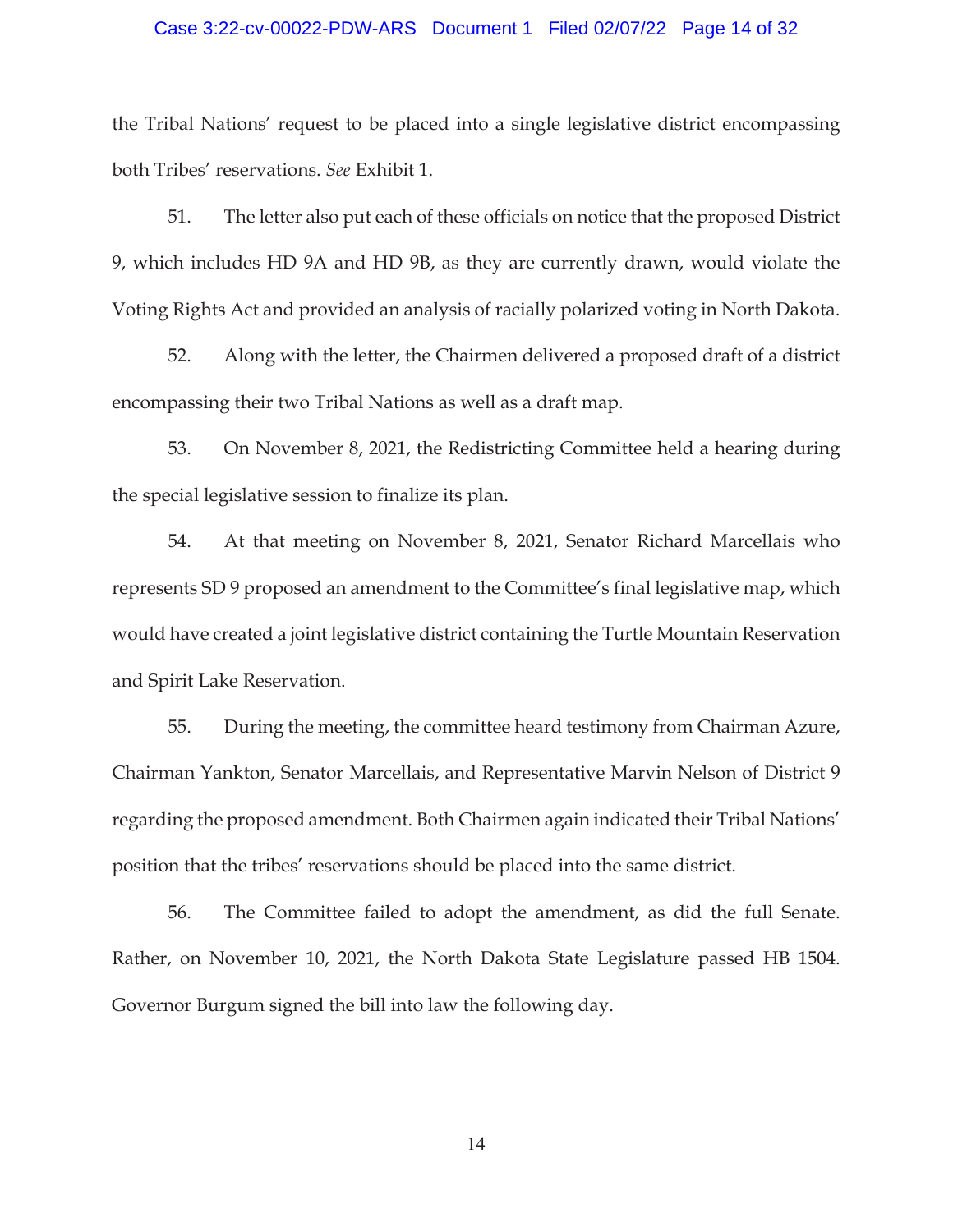the Tribal Nations' request to be placed into a single legislative district encompassing both Tribes' reservations. *See* Exhibit 1.

51. The letter also put each of these officials on notice that the proposed District 9, which includes HD 9A and HD 9B, as they are currently drawn, would violate the Voting Rights Act and provided an analysis of racially polarized voting in North Dakota.

52. Along with the letter, the Chairmen delivered a proposed draft of a district encompassing their two Tribal Nations as well as a draft map.

53. On November 8, 2021, the Redistricting Committee held a hearing during the special legislative session to finalize its plan.

54. At that meeting on November 8, 2021, Senator Richard Marcellais who represents SD 9 proposed an amendment to the Committee's final legislative map, which would have created a joint legislative district containing the Turtle Mountain Reservation and Spirit Lake Reservation.

55. During the meeting, the committee heard testimony from Chairman Azure, Chairman Yankton, Senator Marcellais, and Representative Marvin Nelson of District 9 regarding the proposed amendment. Both Chairmen again indicated their Tribal Nations' position that the tribes' reservations should be placed into the same district.

56. The Committee failed to adopt the amendment, as did the full Senate. Rather, on November 10, 2021, the North Dakota State Legislature passed HB 1504. Governor Burgum signed the bill into law the following day.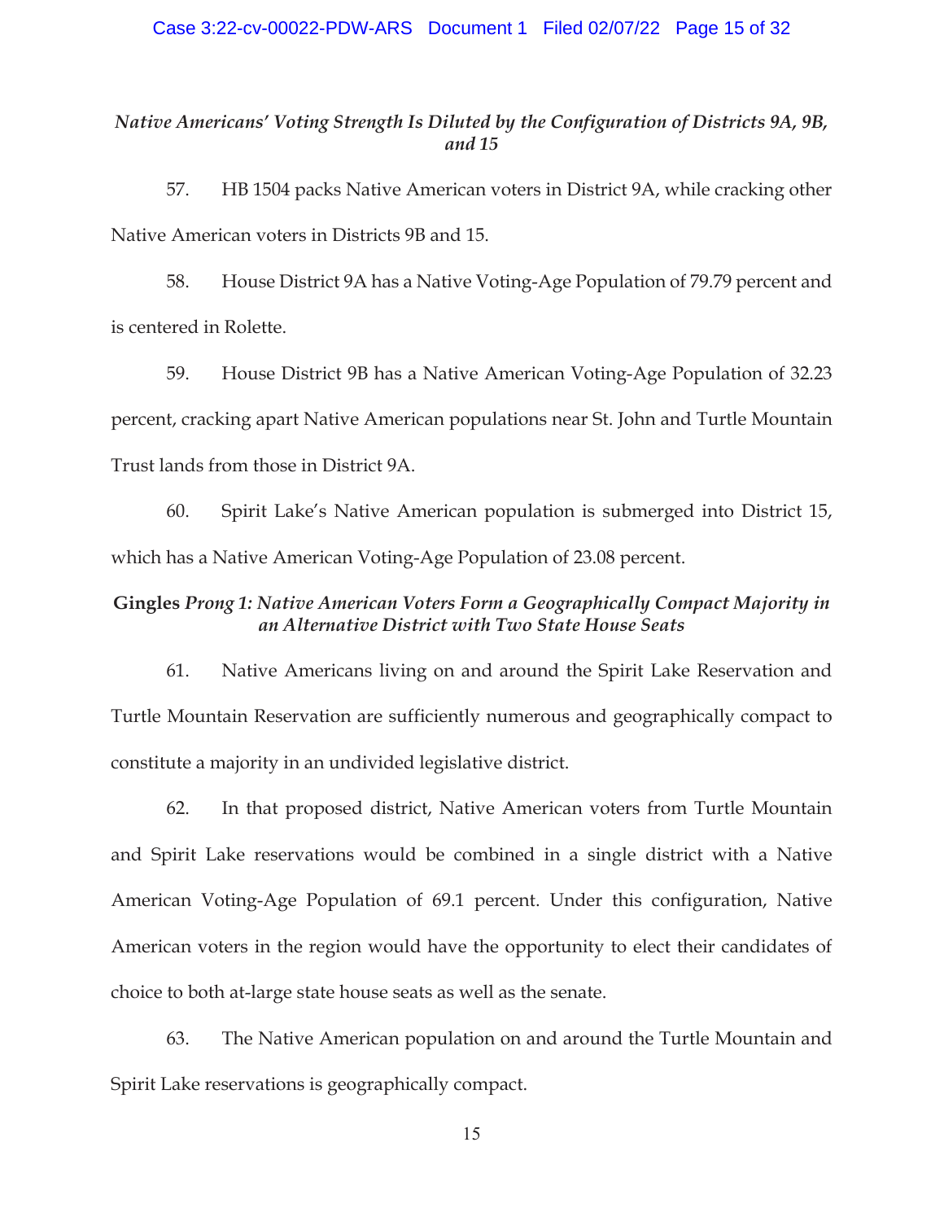### *Native Americans' Voting Strength Is Diluted by the Configuration of Districts 9A, 9B, and 15*

57. HB 1504 packs Native American voters in District 9A, while cracking other Native American voters in Districts 9B and 15.

58. House District 9A has a Native Voting-Age Population of 79.79 percent and is centered in Rolette.

59. House District 9B has a Native American Voting-Age Population of 32.23 percent, cracking apart Native American populations near St. John and Turtle Mountain Trust lands from those in District 9A.

60. Spirit Lake's Native American population is submerged into District 15, which has a Native American Voting-Age Population of 23.08 percent.

### **Gingles** *Prong 1: Native American Voters Form a Geographically Compact Majority in an Alternative District with Two State House Seats*

61. Native Americans living on and around the Spirit Lake Reservation and Turtle Mountain Reservation are sufficiently numerous and geographically compact to constitute a majority in an undivided legislative district.

62. In that proposed district, Native American voters from Turtle Mountain and Spirit Lake reservations would be combined in a single district with a Native American Voting-Age Population of 69.1 percent. Under this configuration, Native American voters in the region would have the opportunity to elect their candidates of choice to both at-large state house seats as well as the senate.

63. The Native American population on and around the Turtle Mountain and Spirit Lake reservations is geographically compact.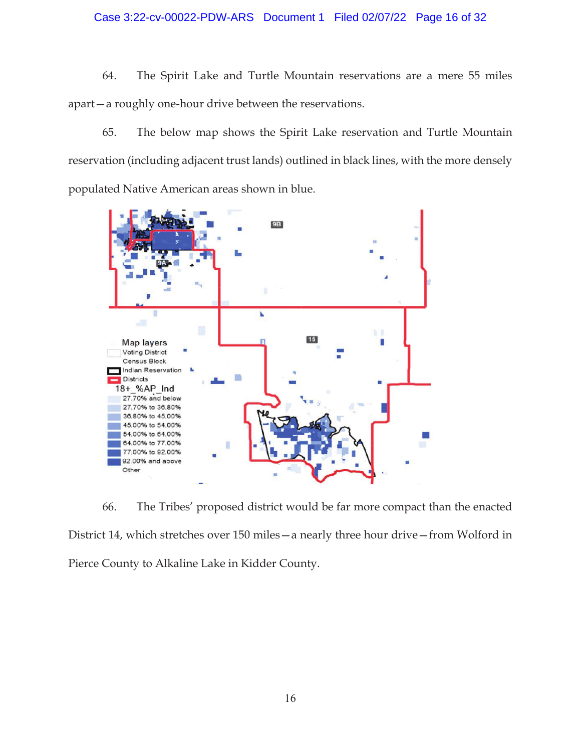64. The Spirit Lake and Turtle Mountain reservations are a mere 55 miles apart—a roughly one-hour drive between the reservations.

65. The below map shows the Spirit Lake reservation and Turtle Mountain reservation (including adjacent trust lands) outlined in black lines, with the more densely populated Native American areas shown in blue.

66. The Tribes' proposed district would be far more compact than the enacted District 14, which stretches over 150 miles—a nearly three hour drive—from Wolford in Pierce County to Alkaline Lake in Kidder County.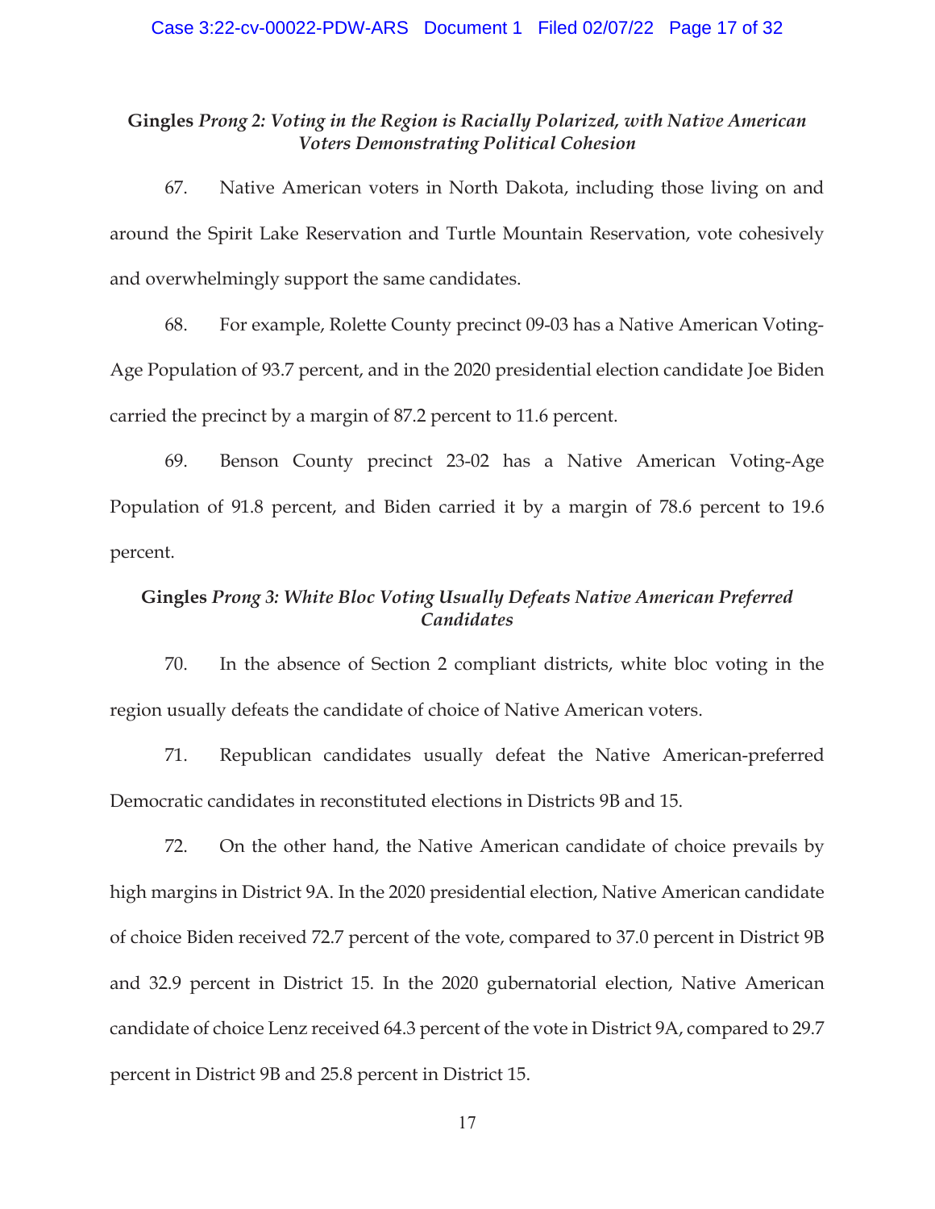### **Gingles** *Prong 2: Voting in the Region is Racially Polarized, with Native American Voters Demonstrating Political Cohesion*

67. Native American voters in North Dakota, including those living on and around the Spirit Lake Reservation and Turtle Mountain Reservation, vote cohesively and overwhelmingly support the same candidates.

68. For example, Rolette County precinct 09-03 has a Native American Voting-Age Population of 93.7 percent, and in the 2020 presidential election candidate Joe Biden carried the precinct by a margin of 87.2 percent to 11.6 percent.

69. Benson County precinct 23-02 has a Native American Voting-Age Population of 91.8 percent, and Biden carried it by a margin of 78.6 percent to 19.6 percent.

### **Gingles** *Prong 3: White Bloc Voting Usually Defeats Native American Preferred Candidates*

70. In the absence of Section 2 compliant districts, white bloc voting in the region usually defeats the candidate of choice of Native American voters.

71. Republican candidates usually defeat the Native American-preferred Democratic candidates in reconstituted elections in Districts 9B and 15.

72. On the other hand, the Native American candidate of choice prevails by high margins in District 9A. In the 2020 presidential election, Native American candidate of choice Biden received 72.7 percent of the vote, compared to 37.0 percent in District 9B and 32.9 percent in District 15. In the 2020 gubernatorial election, Native American candidate of choice Lenz received 64.3 percent of the vote in District 9A, compared to 29.7 percent in District 9B and 25.8 percent in District 15.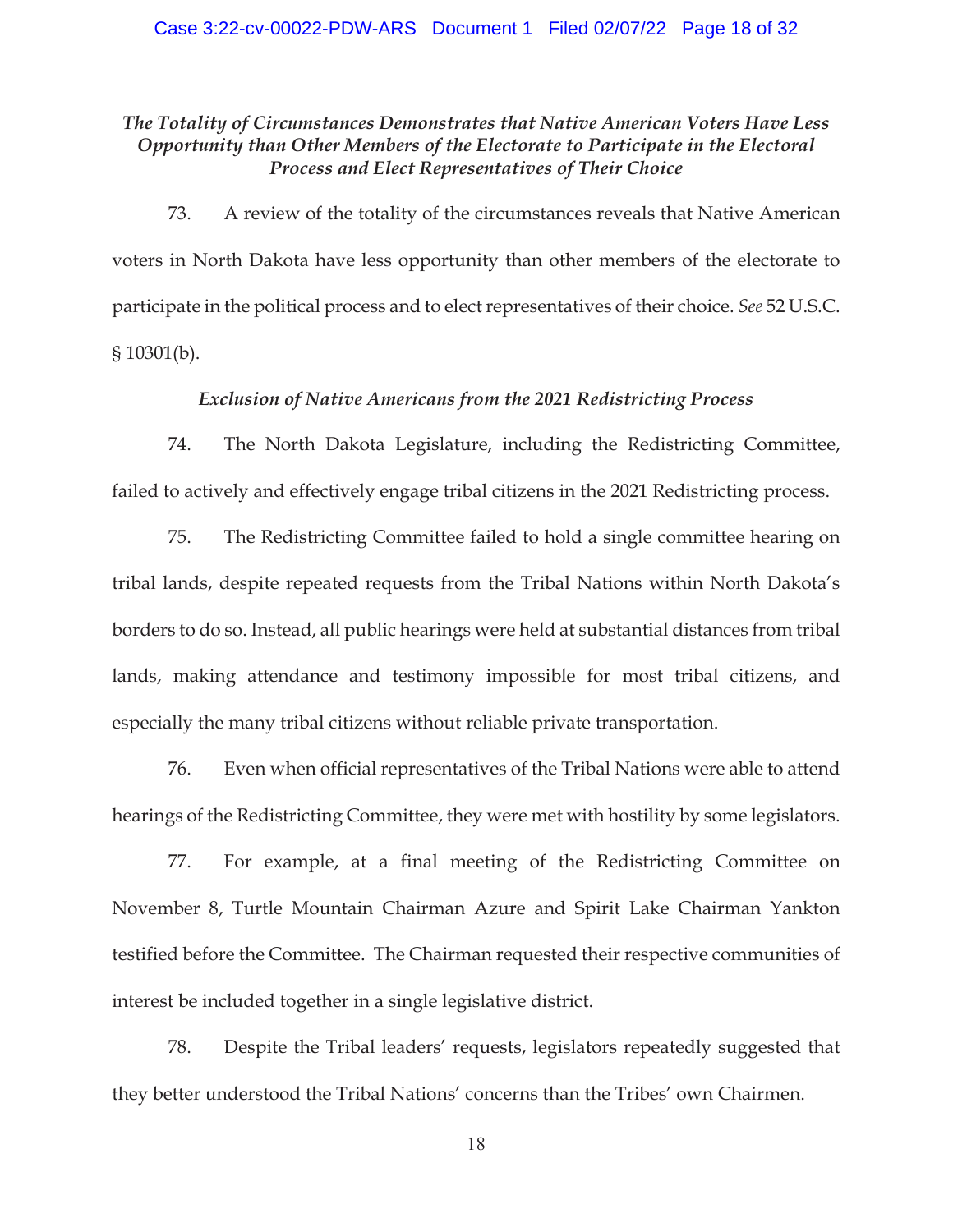***The Totality of Circumstances Demonstrates that Native American Voters Have Less Opportunity than Other Members of the Electorate to Participate in the Electoral Process and Elect Representatives of Their Choice***

73. A review of the totality of the circumstances reveals that Native American voters in North Dakota have less opportunity than other members of the electorate to participate in the political process and to elect representatives of their choice. *See* 52 U.S.C. § 10301(b).

***Exclusion of Native Americans from the 2021 Redistricting Process***

74. The North Dakota Legislature, including the Redistricting Committee, failed to actively and effectively engage tribal citizens in the 2021 Redistricting process.

75. The Redistricting Committee failed to hold a single committee hearing on tribal lands, despite repeated requests from the Tribal Nations within North Dakota's borders to do so. Instead, all public hearings were held at substantial distances from tribal lands, making attendance and testimony impossible for most tribal citizens, and especially the many tribal citizens without reliable private transportation.

76. Even when official representatives of the Tribal Nations were able to attend hearings of the Redistricting Committee, they were met with hostility by some legislators.

77. For example, at a final meeting of the Redistricting Committee on November 8, Turtle Mountain Chairman Azure and Spirit Lake Chairman Yankton testified before the Committee. The Chairman requested their respective communities of interest be included together in a single legislative district.

78. Despite the Tribal leaders' requests, legislators repeatedly suggested that they better understood the Tribal Nations' concerns than the Tribes' own Chairmen.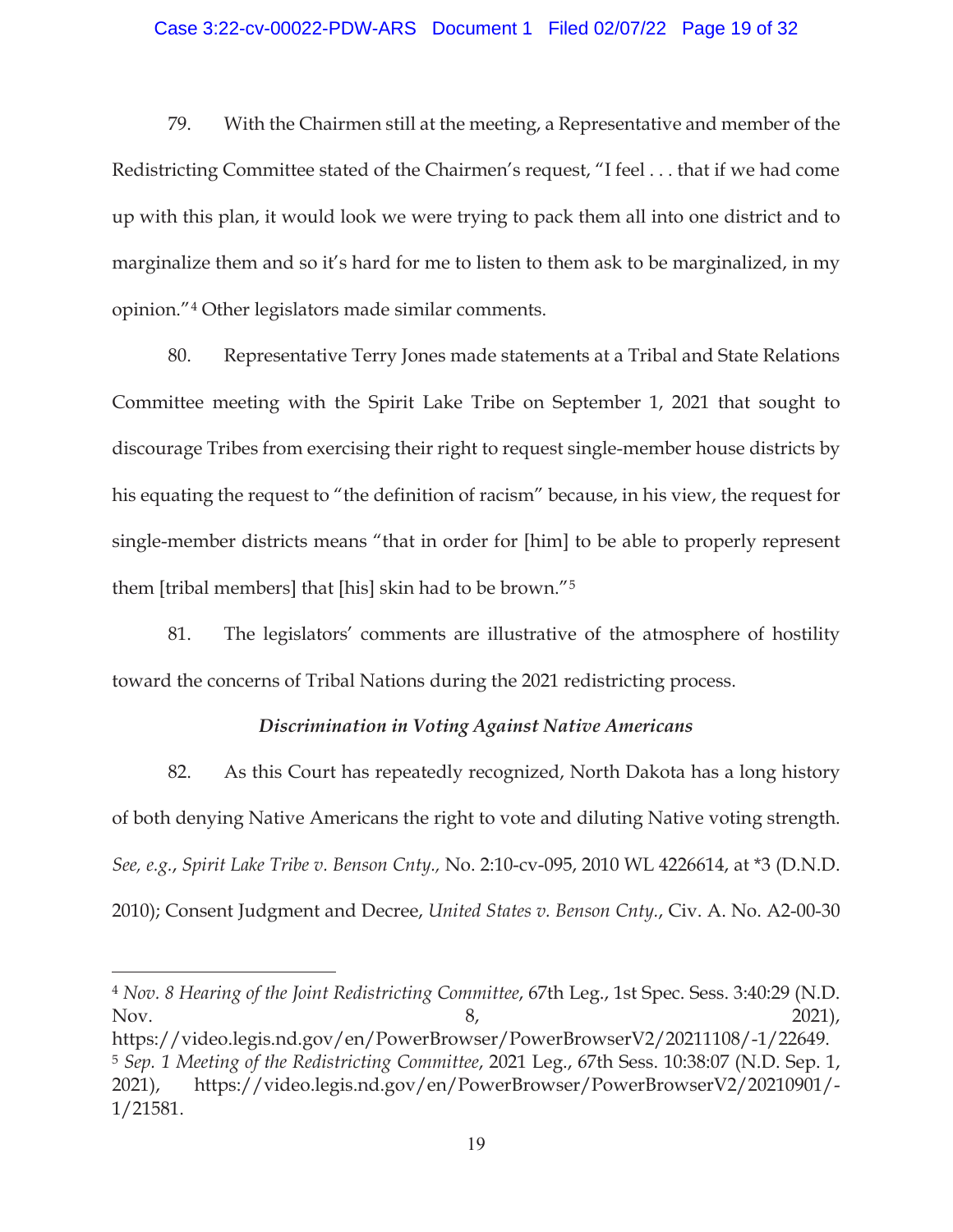79. With the Chairmen still at the meeting, a Representative and member of the Redistricting Committee stated of the Chairmen's request, "I feel . . . that if we had come up with this plan, it would look we were trying to pack them all into one district and to marginalize them and so it's hard for me to listen to them ask to be marginalized, in my opinion."[4] Other legislators made similar comments.

80. Representative Terry Jones made statements at a Tribal and State Relations Committee meeting with the Spirit Lake Tribe on September 1, 2021 that sought to discourage Tribes from exercising their right to request single-member house districts by his equating the request to "the definition of racism" because, in his view, the request for single-member districts means "that in order for [him] to be able to properly represent them [tribal members] that [his] skin had to be brown."[5]

81. The legislators' comments are illustrative of the atmosphere of hostility toward the concerns of Tribal Nations during the 2021 redistricting process.

### *Discrimination in Voting Against Native Americans*

82. As this Court has repeatedly recognized, North Dakota has a long history of both denying Native Americans the right to vote and diluting Native voting strength. *See, e.g.*, *Spirit Lake Tribe v. Benson Cnty.,* No. 2:10-cv-095, 2010 WL 4226614, at *3 (D.N.D. 2010); Consent Judgment and Decree, *United States v. Benson Cnty.*, Civ. A. No. A2-00-30

---

[4] *Nov. 8 Hearing of the Joint Redistricting Committee*, 67th Leg., 1st Spec. Sess. 3:40:29 (N.D. Nov. 8, 2021), https://video.legis.nd.gov/en/PowerBrowser/PowerBrowserV2/20211108/-1/22649.

[5] *Sep. 1 Meeting of the Redistricting Committee*, 2021 Leg., 67th Sess. 10:38:07 (N.D. Sep. 1, 2021), https://video.legis.nd.gov/en/PowerBrowser/PowerBrowserV2/20210901/-1/21581.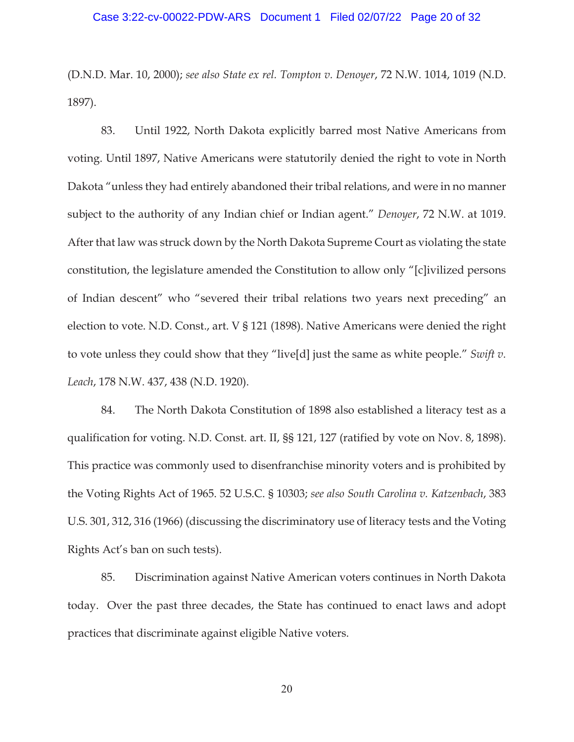(D.N.D. Mar. 10, 2000); *see also State ex rel. Tompton v. Denoyer*, 72 N.W. 1014, 1019 (N.D. 1897).

83. Until 1922, North Dakota explicitly barred most Native Americans from voting. Until 1897, Native Americans were statutorily denied the right to vote in North Dakota "unless they had entirely abandoned their tribal relations, and were in no manner subject to the authority of any Indian chief or Indian agent." *Denoyer*, 72 N.W. at 1019. After that law was struck down by the North Dakota Supreme Court as violating the state constitution, the legislature amended the Constitution to allow only "[c]ivilized persons of Indian descent" who "severed their tribal relations two years next preceding" an election to vote. N.D. Const., art. V § 121 (1898). Native Americans were denied the right to vote unless they could show that they "live[d] just the same as white people." *Swift v. Leach*, 178 N.W. 437, 438 (N.D. 1920).

84. The North Dakota Constitution of 1898 also established a literacy test as a qualification for voting. N.D. Const. art. II, §§ 121, 127 (ratified by vote on Nov. 8, 1898). This practice was commonly used to disenfranchise minority voters and is prohibited by the Voting Rights Act of 1965. 52 U.S.C. § 10303; *see also South Carolina v. Katzenbach*, 383 U.S. 301, 312, 316 (1966) (discussing the discriminatory use of literacy tests and the Voting Rights Act's ban on such tests).

85. Discrimination against Native American voters continues in North Dakota today. Over the past three decades, the State has continued to enact laws and adopt practices that discriminate against eligible Native voters.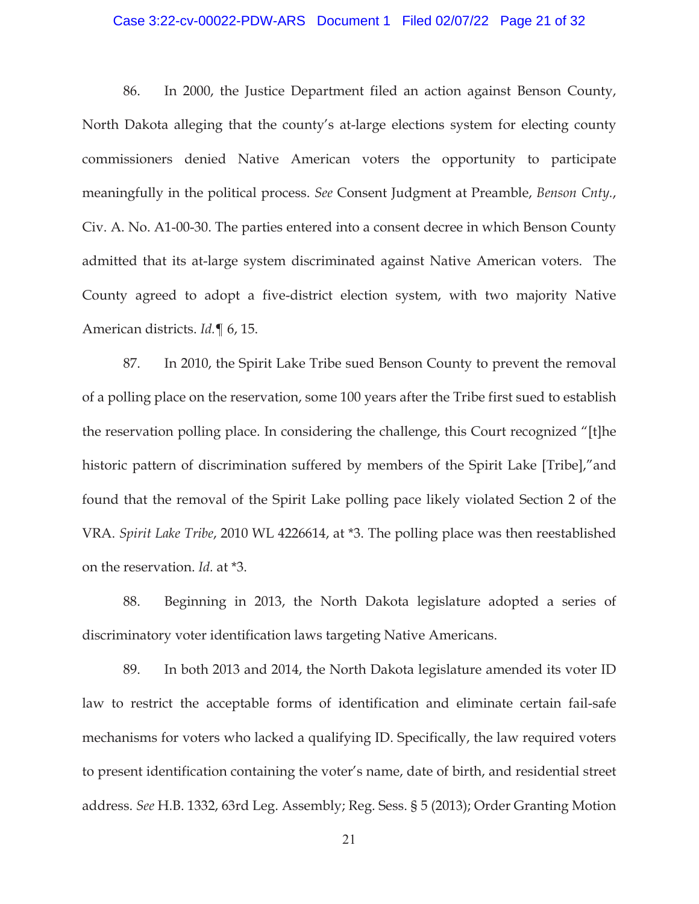86. In 2000, the Justice Department filed an action against Benson County, North Dakota alleging that the county's at-large elections system for electing county commissioners denied Native American voters the opportunity to participate meaningfully in the political process. *See* Consent Judgment at Preamble, *Benson Cnty.*, Civ. A. No. A1-00-30. The parties entered into a consent decree in which Benson County admitted that its at-large system discriminated against Native American voters. The County agreed to adopt a five-district election system, with two majority Native American districts. *Id.*¶ 6, 15.

87. In 2010, the Spirit Lake Tribe sued Benson County to prevent the removal of a polling place on the reservation, some 100 years after the Tribe first sued to establish the reservation polling place. In considering the challenge, this Court recognized "[t]he historic pattern of discrimination suffered by members of the Spirit Lake [Tribe],"and found that the removal of the Spirit Lake polling pace likely violated Section 2 of the VRA. *Spirit Lake Tribe*, 2010 WL 4226614, at *3. The polling place was then reestablished on the reservation. *Id.* at *3.

88. Beginning in 2013, the North Dakota legislature adopted a series of discriminatory voter identification laws targeting Native Americans.

89. In both 2013 and 2014, the North Dakota legislature amended its voter ID law to restrict the acceptable forms of identification and eliminate certain fail-safe mechanisms for voters who lacked a qualifying ID. Specifically, the law required voters to present identification containing the voter's name, date of birth, and residential street address. *See* H.B. 1332, 63rd Leg. Assembly; Reg. Sess. § 5 (2013); Order Granting Motion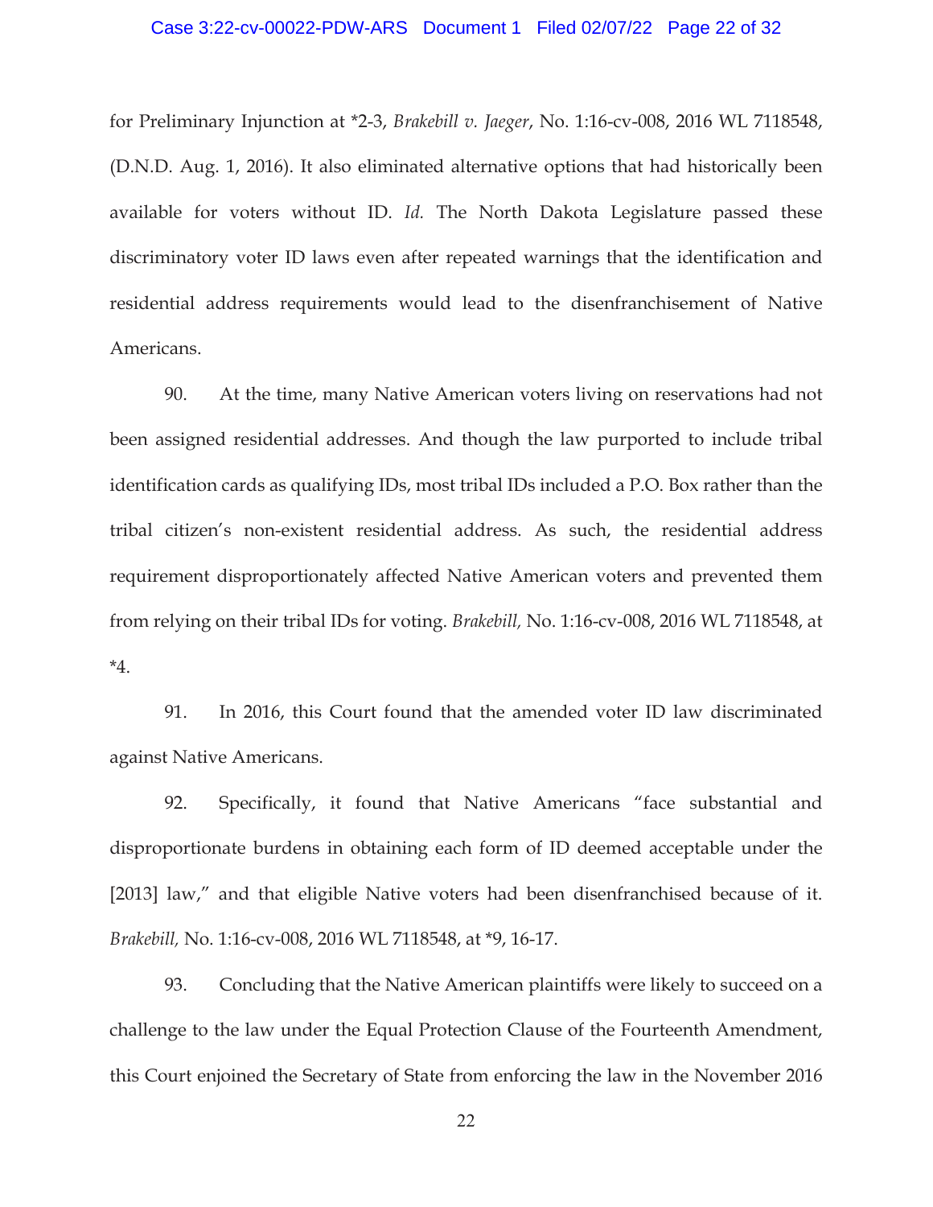for Preliminary Injunction at *2-3, *Brakebill v. Jaeger*, No. 1:16-cv-008, 2016 WL 7118548, (D.N.D. Aug. 1, 2016). It also eliminated alternative options that had historically been available for voters without ID. *Id.* The North Dakota Legislature passed these discriminatory voter ID laws even after repeated warnings that the identification and residential address requirements would lead to the disenfranchisement of Native Americans.

90. At the time, many Native American voters living on reservations had not been assigned residential addresses. And though the law purported to include tribal identification cards as qualifying IDs, most tribal IDs included a P.O. Box rather than the tribal citizen's non-existent residential address. As such, the residential address requirement disproportionately affected Native American voters and prevented them from relying on their tribal IDs for voting. *Brakebill,* No. 1:16-cv-008, 2016 WL 7118548, at *4.

91. In 2016, this Court found that the amended voter ID law discriminated against Native Americans.

92. Specifically, it found that Native Americans "face substantial and disproportionate burdens in obtaining each form of ID deemed acceptable under the [2013] law," and that eligible Native voters had been disenfranchised because of it. *Brakebill,* No. 1:16-cv-008, 2016 WL 7118548, at *9, 16-17.

93. Concluding that the Native American plaintiffs were likely to succeed on a challenge to the law under the Equal Protection Clause of the Fourteenth Amendment, this Court enjoined the Secretary of State from enforcing the law in the November 2016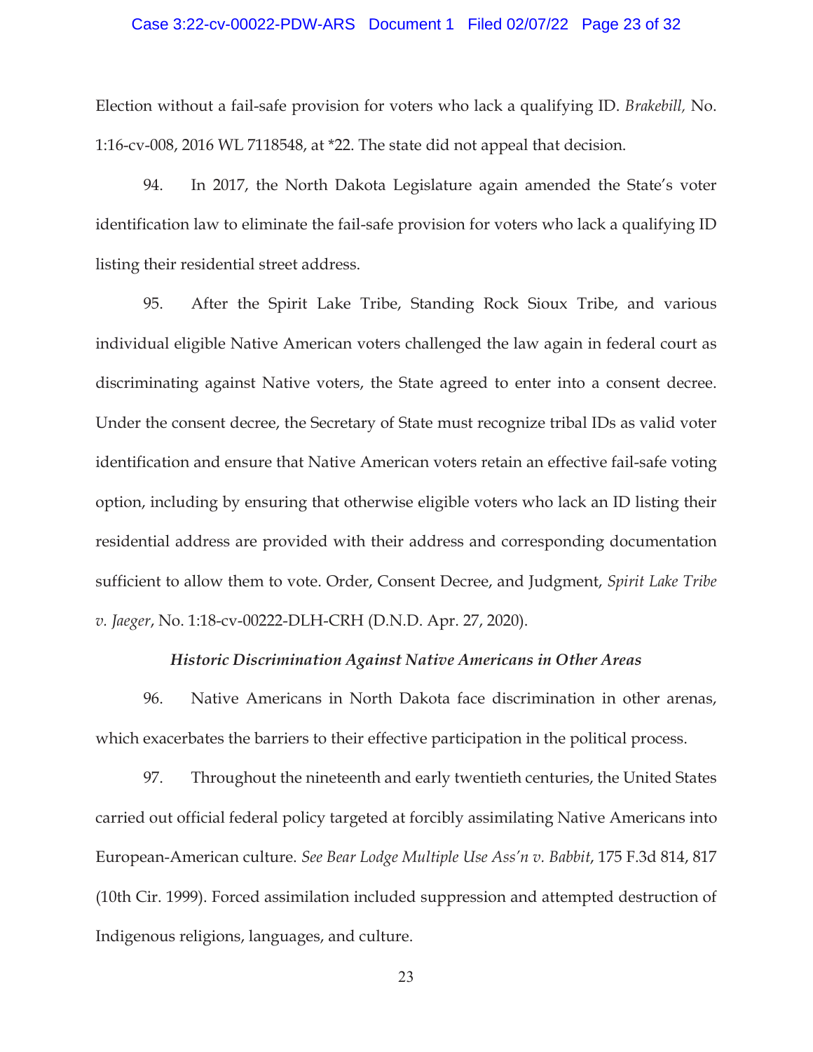Election without a fail-safe provision for voters who lack a qualifying ID. *Brakebill,* No. 1:16-cv-008, 2016 WL 7118548, at *22. The state did not appeal that decision.

94. In 2017, the North Dakota Legislature again amended the State's voter identification law to eliminate the fail-safe provision for voters who lack a qualifying ID listing their residential street address.

95. After the Spirit Lake Tribe, Standing Rock Sioux Tribe, and various individual eligible Native American voters challenged the law again in federal court as discriminating against Native voters, the State agreed to enter into a consent decree. Under the consent decree, the Secretary of State must recognize tribal IDs as valid voter identification and ensure that Native American voters retain an effective fail-safe voting option, including by ensuring that otherwise eligible voters who lack an ID listing their residential address are provided with their address and corresponding documentation sufficient to allow them to vote. Order, Consent Decree, and Judgment, *Spirit Lake Tribe v. Jaeger*, No. 1:18-cv-00222-DLH-CRH (D.N.D. Apr. 27, 2020).

### *Historic Discrimination Against Native Americans in Other Areas*

96. Native Americans in North Dakota face discrimination in other arenas, which exacerbates the barriers to their effective participation in the political process.

97. Throughout the nineteenth and early twentieth centuries, the United States carried out official federal policy targeted at forcibly assimilating Native Americans into European-American culture. *See Bear Lodge Multiple Use Ass'n v. Babbit*, 175 F.3d 814, 817 (10th Cir. 1999). Forced assimilation included suppression and attempted destruction of Indigenous religions, languages, and culture.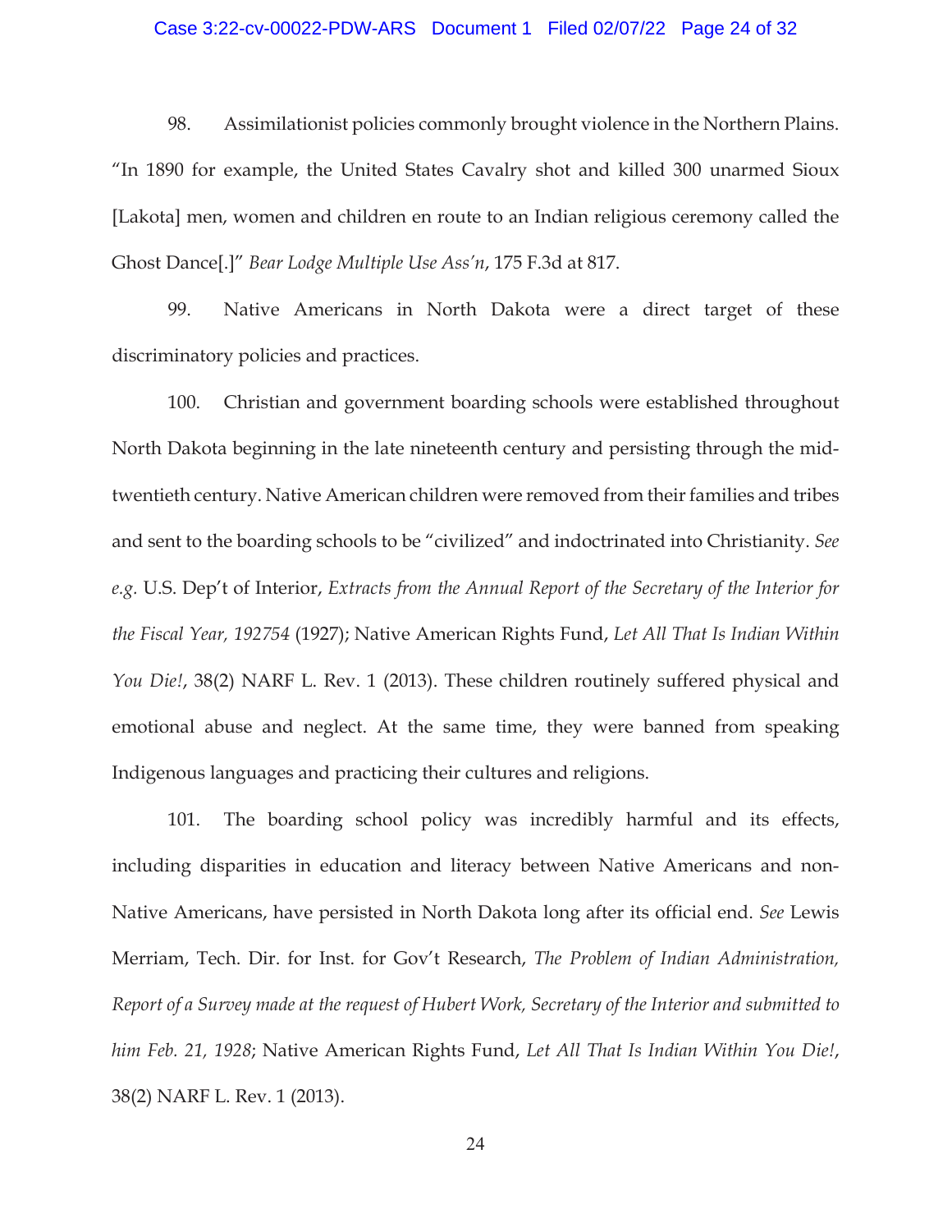98. Assimilationist policies commonly brought violence in the Northern Plains. "In 1890 for example, the United States Cavalry shot and killed 300 unarmed Sioux [Lakota] men, women and children en route to an Indian religious ceremony called the Ghost Dance[.]" *Bear Lodge Multiple Use Ass'n*, 175 F.3d at 817.

99. Native Americans in North Dakota were a direct target of these discriminatory policies and practices.

100. Christian and government boarding schools were established throughout North Dakota beginning in the late nineteenth century and persisting through the mid-twentieth century. Native American children were removed from their families and tribes and sent to the boarding schools to be "civilized" and indoctrinated into Christianity. *See e.g.* U.S. Dep't of Interior, *Extracts from the Annual Report of the Secretary of the Interior for the Fiscal Year, 192754* (1927); Native American Rights Fund, *Let All That Is Indian Within You Die!*, 38(2) NARF L. Rev. 1 (2013). These children routinely suffered physical and emotional abuse and neglect. At the same time, they were banned from speaking Indigenous languages and practicing their cultures and religions.

101. The boarding school policy was incredibly harmful and its effects, including disparities in education and literacy between Native Americans and non-Native Americans, have persisted in North Dakota long after its official end. *See* Lewis Merriam, Tech. Dir. for Inst. for Gov't Research, *The Problem of Indian Administration, Report of a Survey made at the request of Hubert Work, Secretary of the Interior and submitted to him Feb. 21, 1928*; Native American Rights Fund, *Let All That Is Indian Within You Die!*, 38(2) NARF L. Rev. 1 (2013).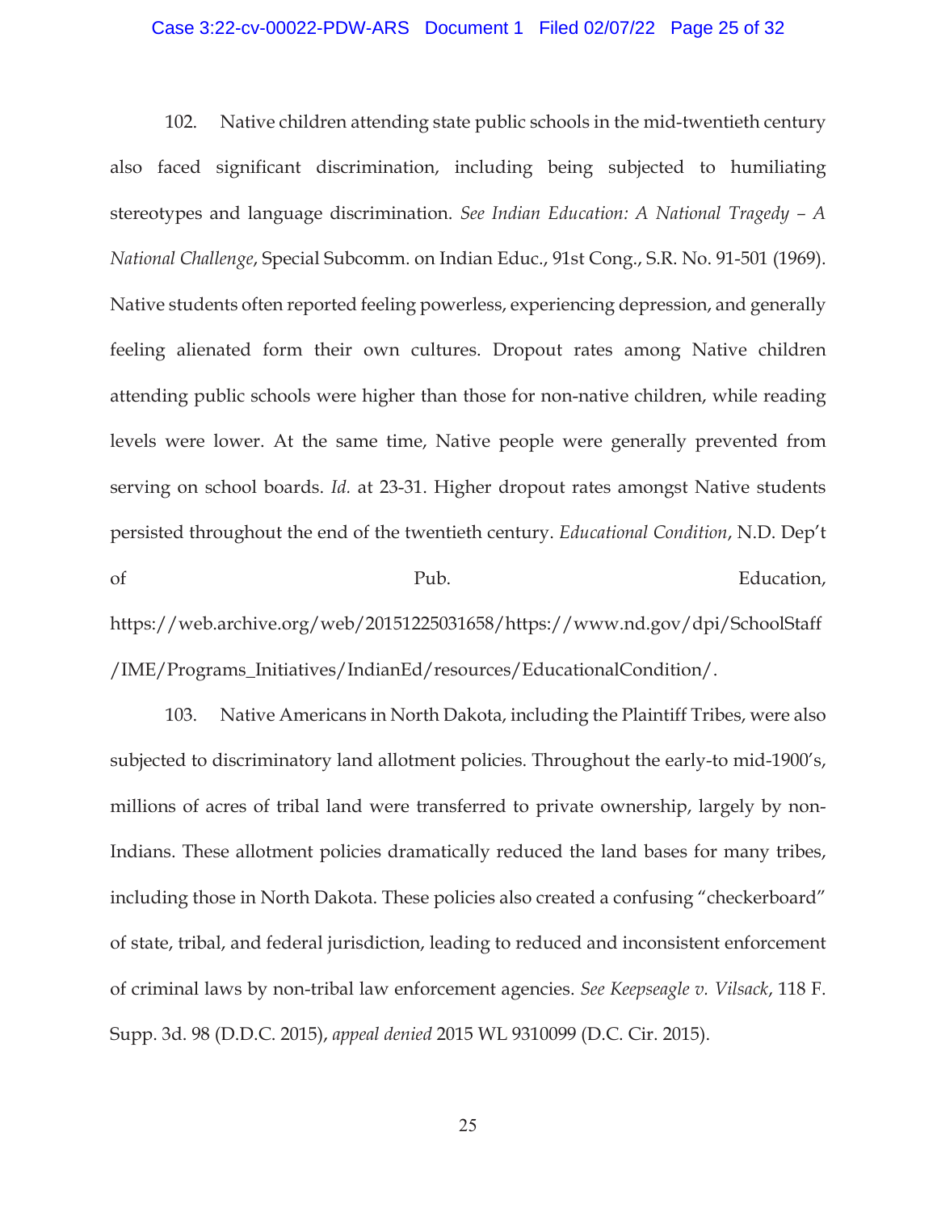102. Native children attending state public schools in the mid-twentieth century also faced significant discrimination, including being subjected to humiliating stereotypes and language discrimination. *See Indian Education: A National Tragedy – A National Challenge*, Special Subcomm. on Indian Educ., 91st Cong., S.R. No. 91-501 (1969). Native students often reported feeling powerless, experiencing depression, and generally feeling alienated form their own cultures. Dropout rates among Native children attending public schools were higher than those for non-native children, while reading levels were lower. At the same time, Native people were generally prevented from serving on school boards. *Id.* at 23-31. Higher dropout rates amongst Native students persisted throughout the end of the twentieth century. *Educational Condition*, N.D. Dep't of Pub. Education, https://web.archive.org/web/20151225031658/https://www.nd.gov/dpi/SchoolStaff/IME/Programs_Initiatives/IndianEd/resources/EducationalCondition/.

103. Native Americans in North Dakota, including the Plaintiff Tribes, were also subjected to discriminatory land allotment policies. Throughout the early-to mid-1900's, millions of acres of tribal land were transferred to private ownership, largely by non-Indians. These allotment policies dramatically reduced the land bases for many tribes, including those in North Dakota. These policies also created a confusing "checkerboard" of state, tribal, and federal jurisdiction, leading to reduced and inconsistent enforcement of criminal laws by non-tribal law enforcement agencies. *See Keepseagle v. Vilsack*, 118 F. Supp. 3d. 98 (D.D.C. 2015), *appeal denied* 2015 WL 9310099 (D.C. Cir. 2015).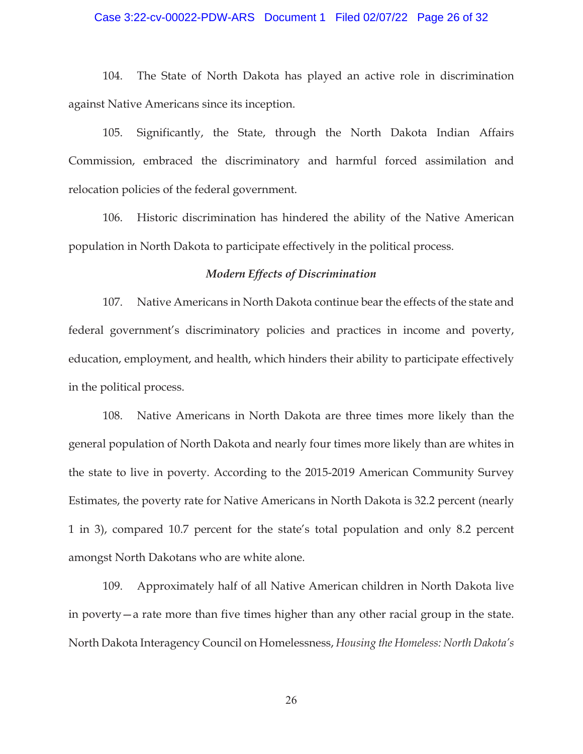104. The State of North Dakota has played an active role in discrimination against Native Americans since its inception.

105. Significantly, the State, through the North Dakota Indian Affairs Commission, embraced the discriminatory and harmful forced assimilation and relocation policies of the federal government.

106. Historic discrimination has hindered the ability of the Native American population in North Dakota to participate effectively in the political process.

### *Modern Effects of Discrimination*

107. Native Americans in North Dakota continue bear the effects of the state and federal government's discriminatory policies and practices in income and poverty, education, employment, and health, which hinders their ability to participate effectively in the political process.

108. Native Americans in North Dakota are three times more likely than the general population of North Dakota and nearly four times more likely than are whites in the state to live in poverty. According to the 2015-2019 American Community Survey Estimates, the poverty rate for Native Americans in North Dakota is 32.2 percent (nearly 1 in 3), compared 10.7 percent for the state's total population and only 8.2 percent amongst North Dakotans who are white alone.

109. Approximately half of all Native American children in North Dakota live in poverty—a rate more than five times higher than any other racial group in the state. North Dakota Interagency Council on Homelessness, *Housing the Homeless: North Dakota's*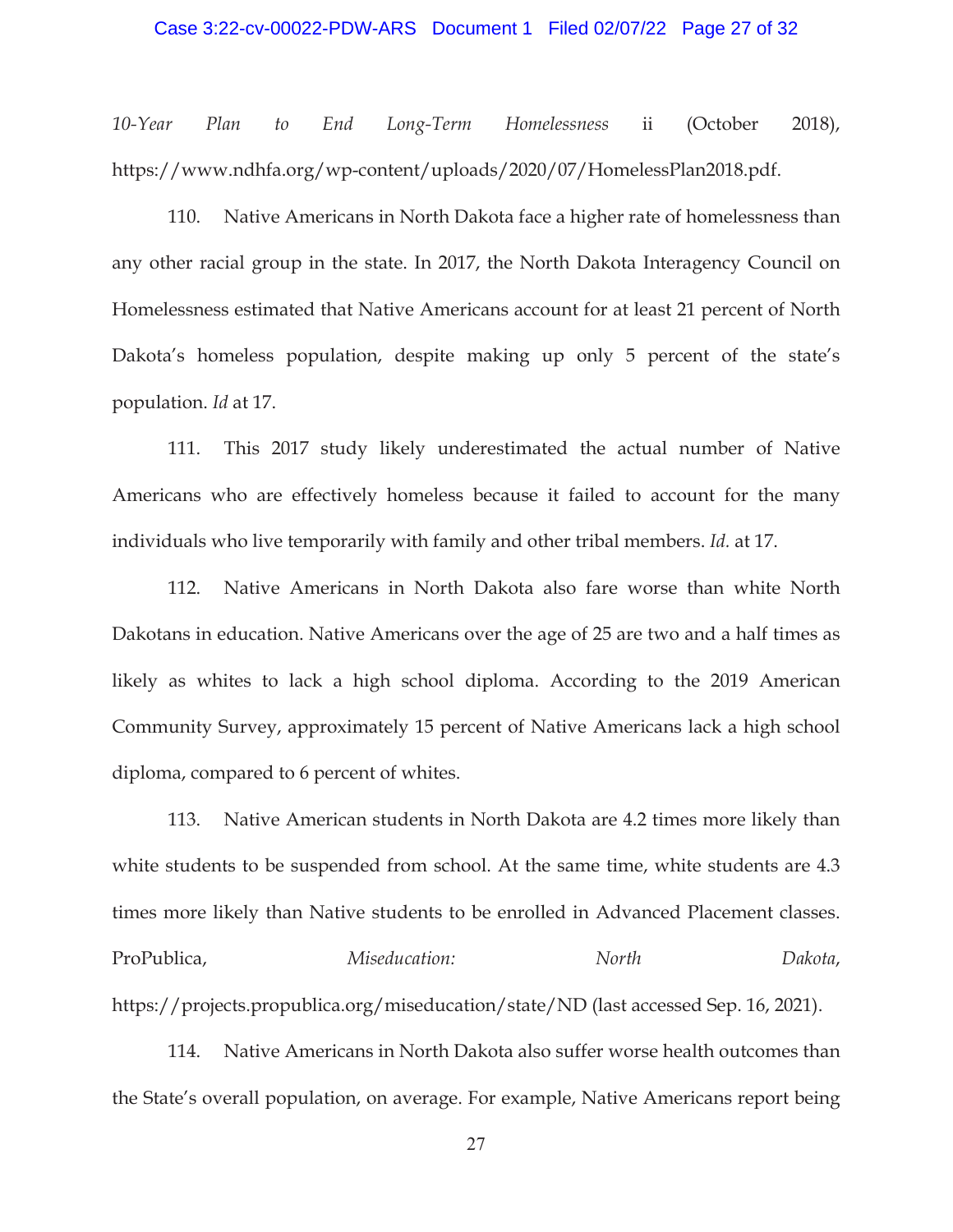*10-Year Plan to End Long-Term Homelessness* ii (October 2018), https://www.ndhfa.org/wp-content/uploads/2020/07/HomelessPlan2018.pdf.

110. Native Americans in North Dakota face a higher rate of homelessness than any other racial group in the state. In 2017, the North Dakota Interagency Council on Homelessness estimated that Native Americans account for at least 21 percent of North Dakota's homeless population, despite making up only 5 percent of the state's population. *Id* at 17.

111. This 2017 study likely underestimated the actual number of Native Americans who are effectively homeless because it failed to account for the many individuals who live temporarily with family and other tribal members. *Id.* at 17.

112. Native Americans in North Dakota also fare worse than white North Dakotans in education. Native Americans over the age of 25 are two and a half times as likely as whites to lack a high school diploma. According to the 2019 American Community Survey, approximately 15 percent of Native Americans lack a high school diploma, compared to 6 percent of whites.

113. Native American students in North Dakota are 4.2 times more likely than white students to be suspended from school. At the same time, white students are 4.3 times more likely than Native students to be enrolled in Advanced Placement classes. ProPublica, *Miseducation: North Dakota*, https://projects.propublica.org/miseducation/state/ND (last accessed Sep. 16, 2021).

114. Native Americans in North Dakota also suffer worse health outcomes than the State's overall population, on average. For example, Native Americans report being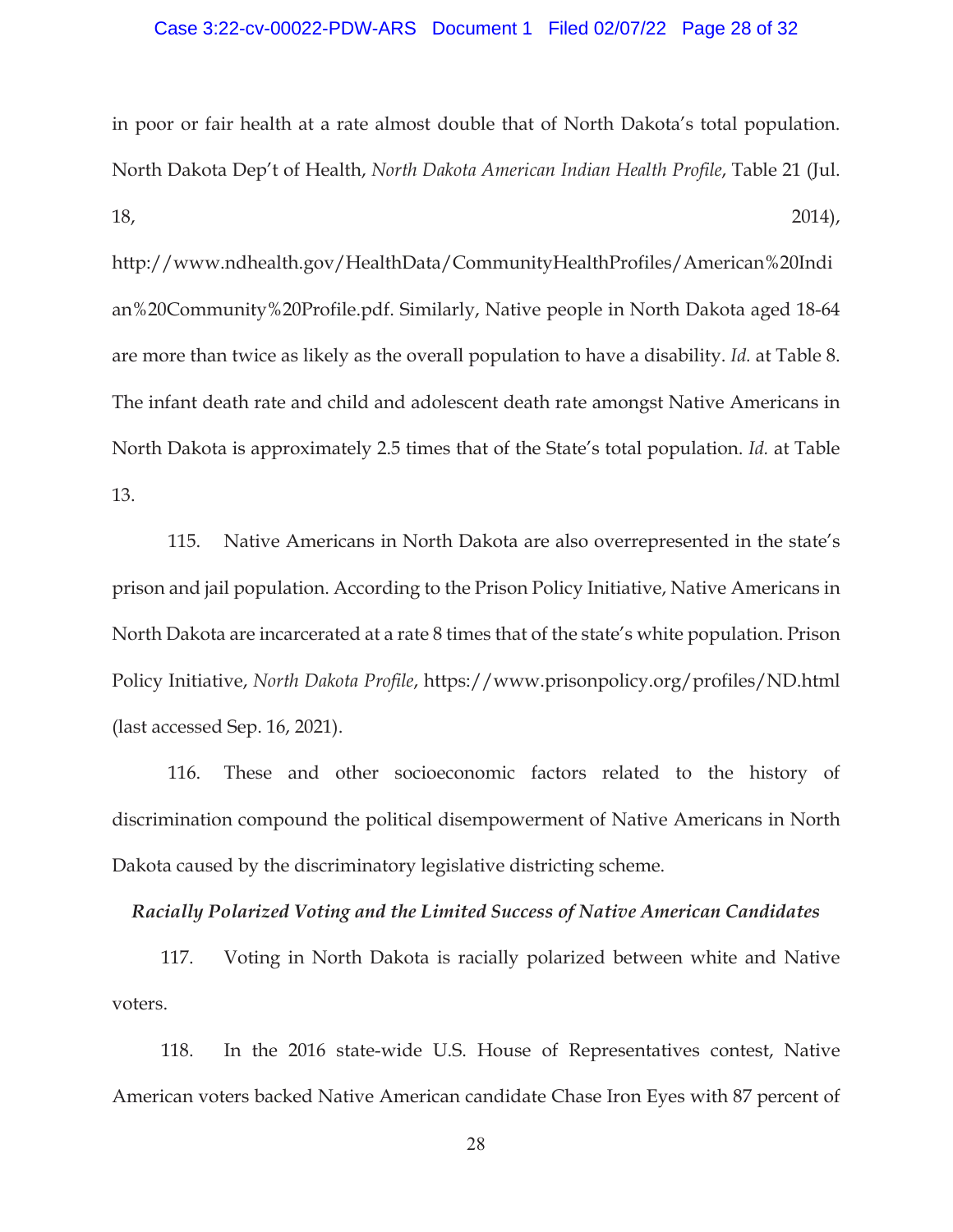in poor or fair health at a rate almost double that of North Dakota's total population. North Dakota Dep't of Health, *North Dakota American Indian Health Profile*, Table 21 (Jul. 18, 2014), http://www.ndhealth.gov/HealthData/CommunityHealthProfiles/American%20Indian%20Community%20Profile.pdf. Similarly, Native people in North Dakota aged 18-64 are more than twice as likely as the overall population to have a disability. *Id.* at Table 8. The infant death rate and child and adolescent death rate amongst Native Americans in North Dakota is approximately 2.5 times that of the State's total population. *Id.* at Table 13.

115. Native Americans in North Dakota are also overrepresented in the state's prison and jail population. According to the Prison Policy Initiative, Native Americans in North Dakota are incarcerated at a rate 8 times that of the state's white population. Prison Policy Initiative, *North Dakota Profile*, https://www.prisonpolicy.org/profiles/ND.html (last accessed Sep. 16, 2021).

116. These and other socioeconomic factors related to the history of discrimination compound the political disempowerment of Native Americans in North Dakota caused by the discriminatory legislative districting scheme.

***Racially Polarized Voting and the Limited Success of Native American Candidates***

117. Voting in North Dakota is racially polarized between white and Native voters.

118. In the 2016 state-wide U.S. House of Representatives contest, Native American voters backed Native American candidate Chase Iron Eyes with 87 percent of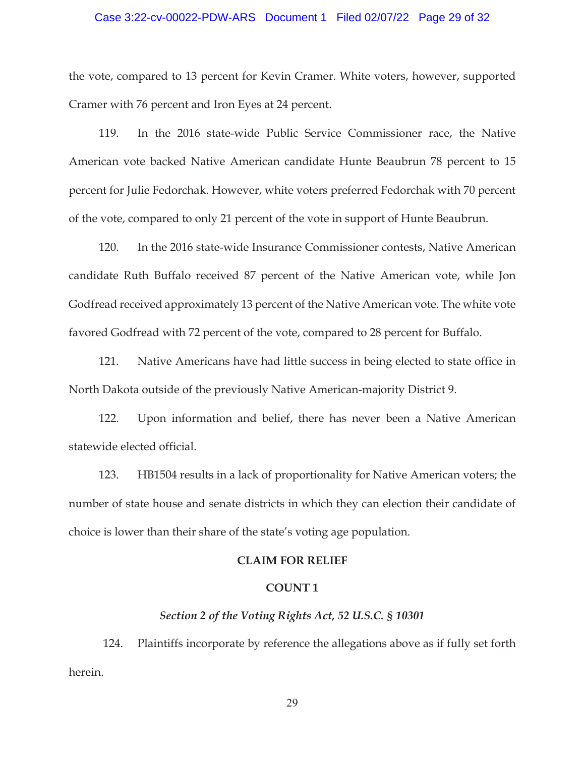the vote, compared to 13 percent for Kevin Cramer. White voters, however, supported Cramer with 76 percent and Iron Eyes at 24 percent.

119. In the 2016 state-wide Public Service Commissioner race, the Native American vote backed Native American candidate Hunte Beaubrun 78 percent to 15 percent for Julie Fedorchak. However, white voters preferred Fedorchak with 70 percent of the vote, compared to only 21 percent of the vote in support of Hunte Beaubrun.

120. In the 2016 state-wide Insurance Commissioner contests, Native American candidate Ruth Buffalo received 87 percent of the Native American vote, while Jon Godfread received approximately 13 percent of the Native American vote. The white vote favored Godfread with 72 percent of the vote, compared to 28 percent for Buffalo.

121. Native Americans have had little success in being elected to state office in North Dakota outside of the previously Native American-majority District 9.

122. Upon information and belief, there has never been a Native American statewide elected official.

123. HB1504 results in a lack of proportionality for Native American voters; the number of state house and senate districts in which they can election their candidate of choice is lower than their share of the state's voting age population.

**CLAIM FOR RELIEF**

**COUNT 1**

***Section 2 of the Voting Rights Act, 52 U.S.C. § 10301***

124. Plaintiffs incorporate by reference the allegations above as if fully set forth herein.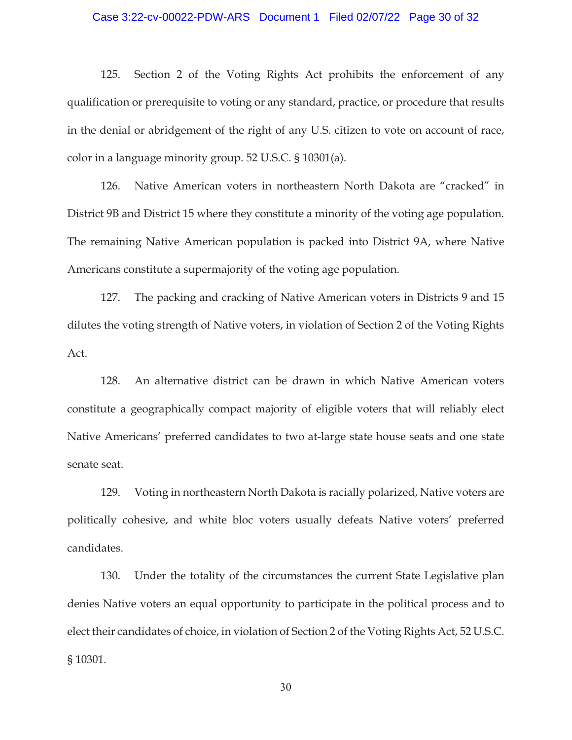125. Section 2 of the Voting Rights Act prohibits the enforcement of any qualification or prerequisite to voting or any standard, practice, or procedure that results in the denial or abridgement of the right of any U.S. citizen to vote on account of race, color in a language minority group. 52 U.S.C. § 10301(a).

126. Native American voters in northeastern North Dakota are "cracked" in District 9B and District 15 where they constitute a minority of the voting age population. The remaining Native American population is packed into District 9A, where Native Americans constitute a supermajority of the voting age population.

127. The packing and cracking of Native American voters in Districts 9 and 15 dilutes the voting strength of Native voters, in violation of Section 2 of the Voting Rights Act.

128. An alternative district can be drawn in which Native American voters constitute a geographically compact majority of eligible voters that will reliably elect Native Americans' preferred candidates to two at-large state house seats and one state senate seat.

129. Voting in northeastern North Dakota is racially polarized, Native voters are politically cohesive, and white bloc voters usually defeats Native voters' preferred candidates.

130. Under the totality of the circumstances the current State Legislative plan denies Native voters an equal opportunity to participate in the political process and to elect their candidates of choice, in violation of Section 2 of the Voting Rights Act, 52 U.S.C. § 10301.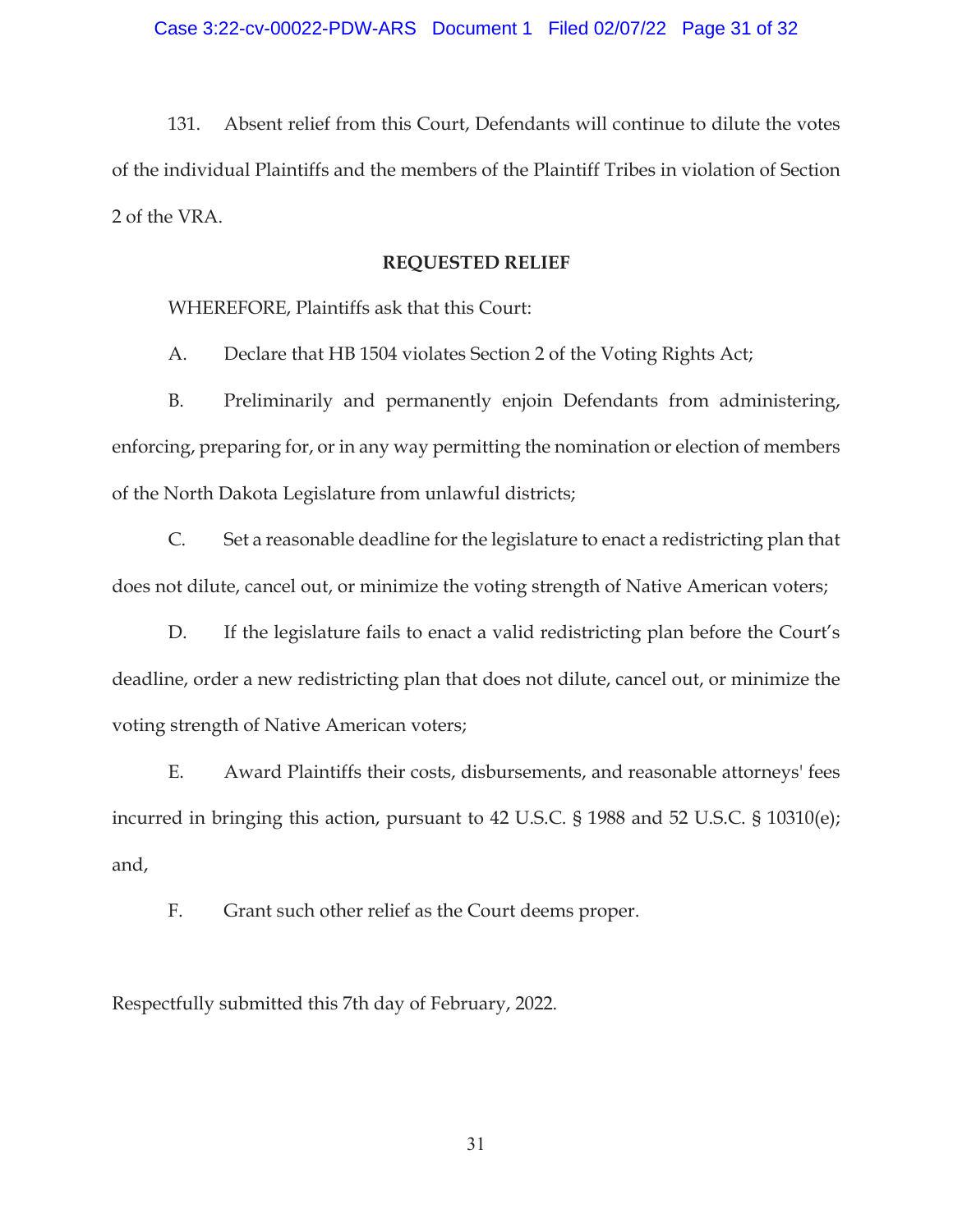131. Absent relief from this Court, Defendants will continue to dilute the votes of the individual Plaintiffs and the members of the Plaintiff Tribes in violation of Section 2 of the VRA.

**REQUESTED RELIEF**

WHEREFORE, Plaintiffs ask that this Court:

A. Declare that HB 1504 violates Section 2 of the Voting Rights Act;

B. Preliminarily and permanently enjoin Defendants from administering, enforcing, preparing for, or in any way permitting the nomination or election of members of the North Dakota Legislature from unlawful districts;

C. Set a reasonable deadline for the legislature to enact a redistricting plan that does not dilute, cancel out, or minimize the voting strength of Native American voters;

D. If the legislature fails to enact a valid redistricting plan before the Court's deadline, order a new redistricting plan that does not dilute, cancel out, or minimize the voting strength of Native American voters;

E. Award Plaintiffs their costs, disbursements, and reasonable attorneys' fees incurred in bringing this action, pursuant to 42 U.S.C. § 1988 and 52 U.S.C. § 10310(e); and,

F. Grant such other relief as the Court deems proper.

Respectfully submitted this 7th day of February, 2022.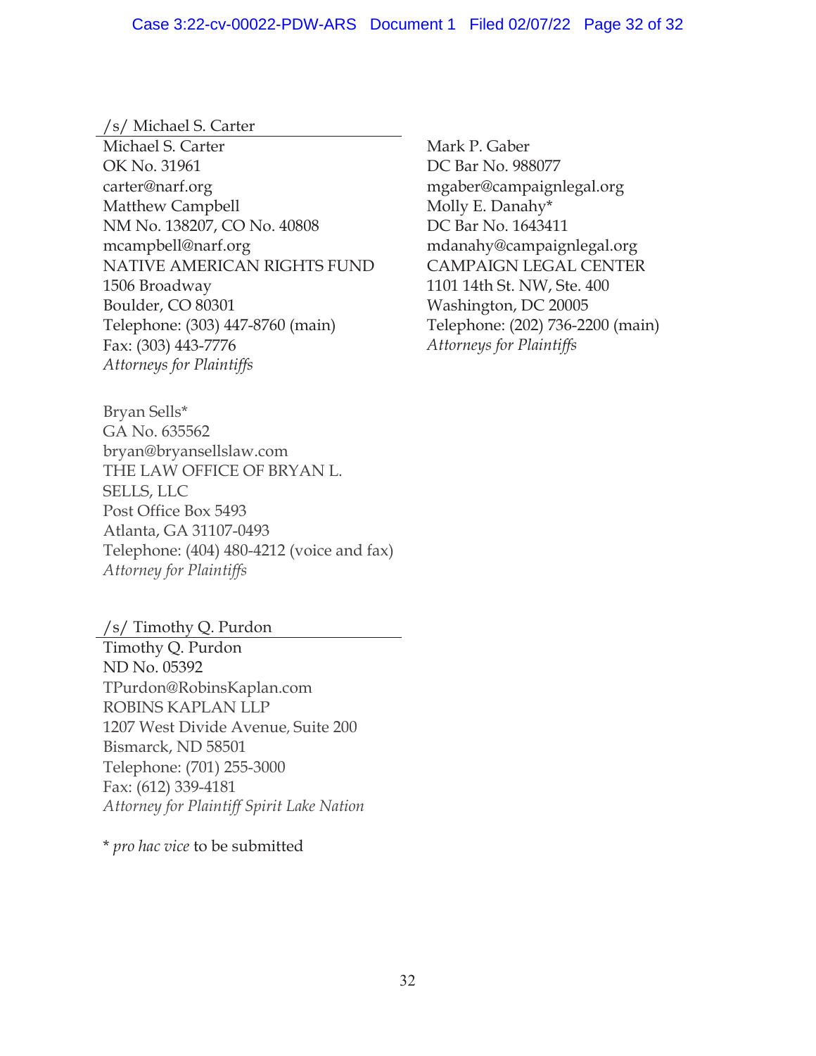/s/ Michael S. Carter
Michael S. Carter
OK No. 31961
carter@narf.org
Matthew Campbell
NM No. 138207, CO No. 40808
mcampbell@narf.org
NATIVE AMERICAN RIGHTS FUND
1506 Broadway
Boulder, CO 80301
Telephone: (303) 447-8760 (main)
Fax: (303) 443-7776
*Attorneys for Plaintiffs*

Mark P. Gaber
DC Bar No. 988077
mgaber@campaignlegal.org
Molly E. Danahy*
DC Bar No. 1643411
mdanahy@campaignlegal.org
CAMPAIGN LEGAL CENTER
1101 14th St. NW, Ste. 400
Washington, DC 20005
Telephone: (202) 736-2200 (main)
*Attorneys for Plaintiffs*

Bryan Sells*
GA No. 635562
bryan@bryansellslaw.com
THE LAW OFFICE OF BRYAN L. SELLS, LLC
Post Office Box 5493
Atlanta, GA 31107-0493
Telephone: (404) 480-4212 (voice and fax)
*Attorney for Plaintiffs*

/s/ Timothy Q. Purdon
Timothy Q. Purdon
ND No. 05392
TPurdon@RobinsKaplan.com
ROBINS KAPLAN LLP
1207 West Divide Avenue, Suite 200
Bismarck, ND 58501
Telephone: (701) 255-3000
Fax: (612) 339-4181
*Attorney for Plaintiff Spirit Lake Nation*

\* *pro hac vice* to be submitted